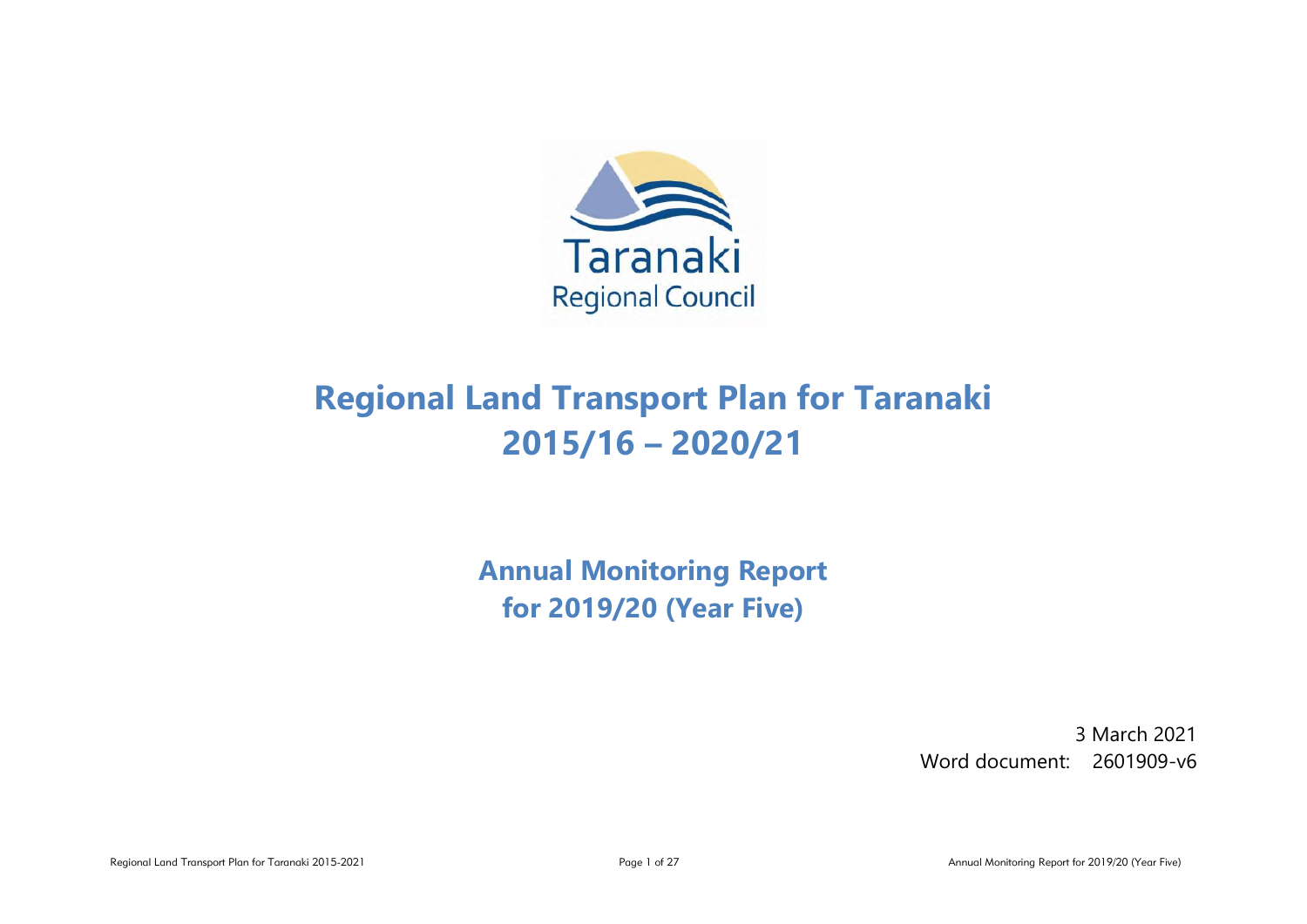Taranaki
Regional Council

# Regional Land Transport Plan for Taranaki 2015/16 – 2020/21

## Annual Monitoring Report for 2019/20 (Year Five)

3 March 2021
Word document: 2601909-v6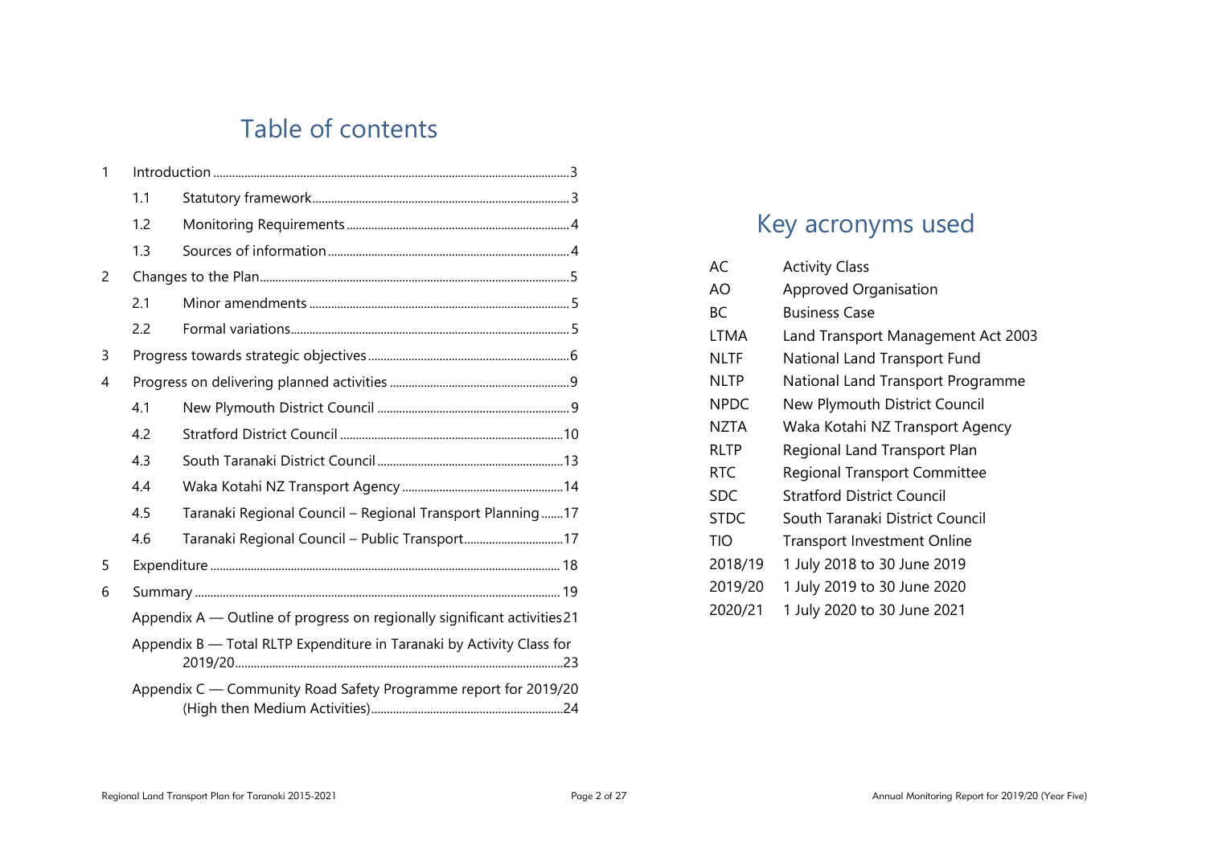# Table of contents

| | | | |
|---|---|---|---|
| 1 | Introduction | | 3 |
| | 1.1 | Statutory framework | 3 |
| | 1.2 | Monitoring Requirements | 4 |
| | 1.3 | Sources of information | 4 |
| 2 | Changes to the Plan | | 5 |
| | 2.1 | Minor amendments | 5 |
| | 2.2 | Formal variations | 5 |
| 3 | Progress towards strategic objectives | | 6 |
| 4 | Progress on delivering planned activities | | 9 |
| | 4.1 | New Plymouth District Council | 9 |
| | 4.2 | Stratford District Council | 10 |
| | 4.3 | South Taranaki District Council | 13 |
| | 4.4 | Waka Kotahi NZ Transport Agency | 14 |
| | 4.5 | Taranaki Regional Council – Regional Transport Planning | 17 |
| | 4.6 | Taranaki Regional Council – Public Transport | 17 |
| 5 | Expenditure | | 18 |
| 6 | Summary | | 19 |
| | Appendix A — Outline of progress on regionally significant activities | | 21 |
| | Appendix B — Total RLTP Expenditure in Taranaki by Activity Class for 2019/20 | | 23 |
| | Appendix C — Community Road Safety Programme report for 2019/20 (High then Medium Activities) | | 24 |

# Key acronyms used

| | |
|---|---|
| AC | Activity Class |
| AO | Approved Organisation |
| BC | Business Case |
| LTMA | Land Transport Management Act 2003 |
| NLTF | National Land Transport Fund |
| NLTP | National Land Transport Programme |
| NPDC | New Plymouth District Council |
| NZTA | Waka Kotahi NZ Transport Agency |
| RLTP | Regional Land Transport Plan |
| RTC | Regional Transport Committee |
| SDC | Stratford District Council |
| STDC | South Taranaki District Council |
| TIO | Transport Investment Online |
| 2018/19 | 1 July 2018 to 30 June 2019 |
| 2019/20 | 1 July 2019 to 30 June 2020 |
| 2020/21 | 1 July 2020 to 30 June 2021 |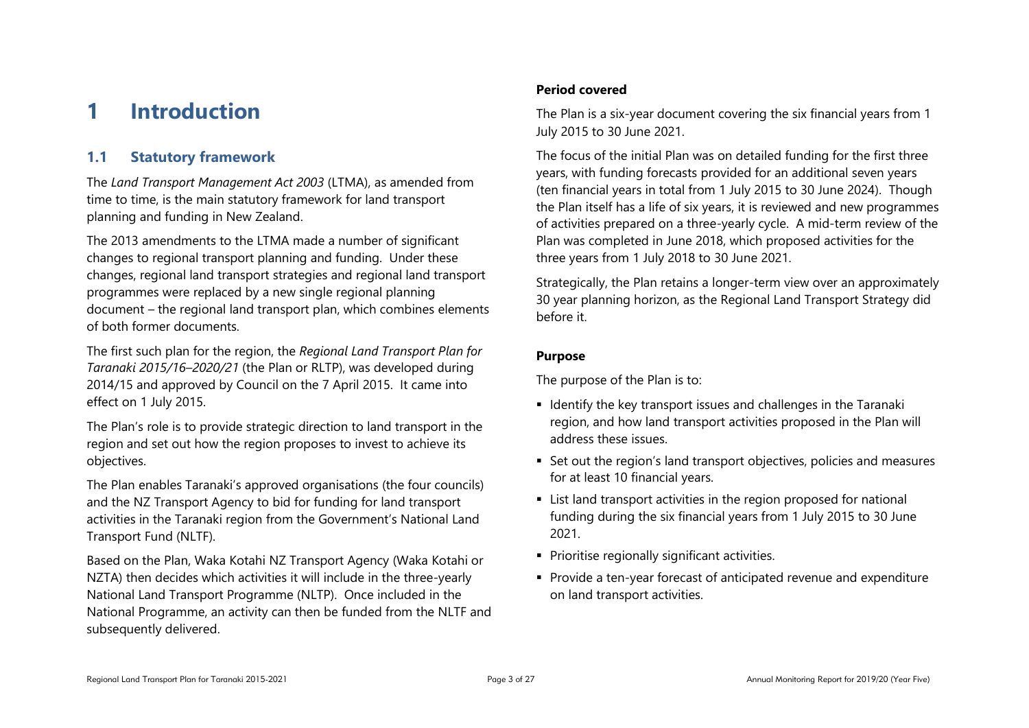# 1 Introduction

## 1.1 Statutory framework

The *Land Transport Management Act 2003* (LTMA), as amended from time to time, is the main statutory framework for land transport planning and funding in New Zealand.

The 2013 amendments to the LTMA made a number of significant changes to regional transport planning and funding. Under these changes, regional land transport strategies and regional land transport programmes were replaced by a new single regional planning document – the regional land transport plan, which combines elements of both former documents.

The first such plan for the region, the *Regional Land Transport Plan for Taranaki 2015/16–2020/21* (the Plan or RLTP), was developed during 2014/15 and approved by Council on the 7 April 2015. It came into effect on 1 July 2015.

The Plan's role is to provide strategic direction to land transport in the region and set out how the region proposes to invest to achieve its objectives.

The Plan enables Taranaki's approved organisations (the four councils) and the NZ Transport Agency to bid for funding for land transport activities in the Taranaki region from the Government's National Land Transport Fund (NLTF).

Based on the Plan, Waka Kotahi NZ Transport Agency (Waka Kotahi or NZTA) then decides which activities it will include in the three-yearly National Land Transport Programme (NLTP). Once included in the National Programme, an activity can then be funded from the NLTF and subsequently delivered.

**Period covered**

The Plan is a six-year document covering the six financial years from 1 July 2015 to 30 June 2021.

The focus of the initial Plan was on detailed funding for the first three years, with funding forecasts provided for an additional seven years (ten financial years in total from 1 July 2015 to 30 June 2024). Though the Plan itself has a life of six years, it is reviewed and new programmes of activities prepared on a three-yearly cycle. A mid-term review of the Plan was completed in June 2018, which proposed activities for the three years from 1 July 2018 to 30 June 2021.

Strategically, the Plan retains a longer-term view over an approximately 30 year planning horizon, as the Regional Land Transport Strategy did before it.

**Purpose**

The purpose of the Plan is to:

- Identify the key transport issues and challenges in the Taranaki region, and how land transport activities proposed in the Plan will address these issues.
- Set out the region's land transport objectives, policies and measures for at least 10 financial years.
- List land transport activities in the region proposed for national funding during the six financial years from 1 July 2015 to 30 June 2021.
- Prioritise regionally significant activities.
- Provide a ten-year forecast of anticipated revenue and expenditure on land transport activities.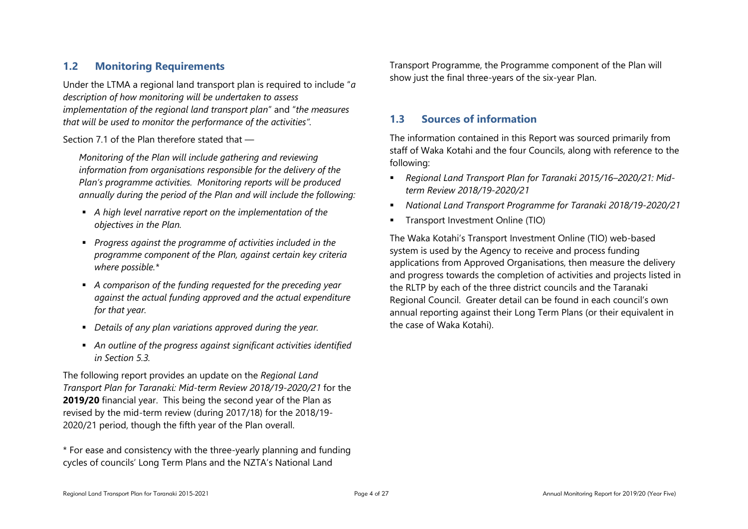## 1.2 Monitoring Requirements

Under the LTMA a regional land transport plan is required to include "*a description of how monitoring will be undertaken to assess implementation of the regional land transport plan*" and "*the measures that will be used to monitor the performance of the activities"*.

Section 7.1 of the Plan therefore stated that —

> *Monitoring of the Plan will include gathering and reviewing information from organisations responsible for the delivery of the Plan's programme activities. Monitoring reports will be produced annually during the period of the Plan and will include the following:*
>
> - *A high level narrative report on the implementation of the objectives in the Plan.*
> - *Progress against the programme of activities included in the programme component of the Plan, against certain key criteria where possible.**
> - *A comparison of the funding requested for the preceding year against the actual funding approved and the actual expenditure for that year.*
> - *Details of any plan variations approved during the year.*
> - *An outline of the progress against significant activities identified in Section 5.3.*

The following report provides an update on the *Regional Land Transport Plan for Taranaki: Mid-term Review 2018/19-2020/21* for the **2019/20** financial year. This being the second year of the Plan as revised by the mid-term review (during 2017/18) for the 2018/19-2020/21 period, though the fifth year of the Plan overall.

* For ease and consistency with the three-yearly planning and funding cycles of councils' Long Term Plans and the NZTA's National Land Transport Programme, the Programme component of the Plan will show just the final three-years of the six-year Plan.

## 1.3 Sources of information

The information contained in this Report was sourced primarily from staff of Waka Kotahi and the four Councils, along with reference to the following:

- *Regional Land Transport Plan for Taranaki 2015/16–2020/21: Mid-term Review 2018/19-2020/21*
- *National Land Transport Programme for Taranaki 2018/19-2020/21*
- Transport Investment Online (TIO)

The Waka Kotahi's Transport Investment Online (TIO) web-based system is used by the Agency to receive and process funding applications from Approved Organisations, then measure the delivery and progress towards the completion of activities and projects listed in the RLTP by each of the three district councils and the Taranaki Regional Council. Greater detail can be found in each council's own annual reporting against their Long Term Plans (or their equivalent in the case of Waka Kotahi).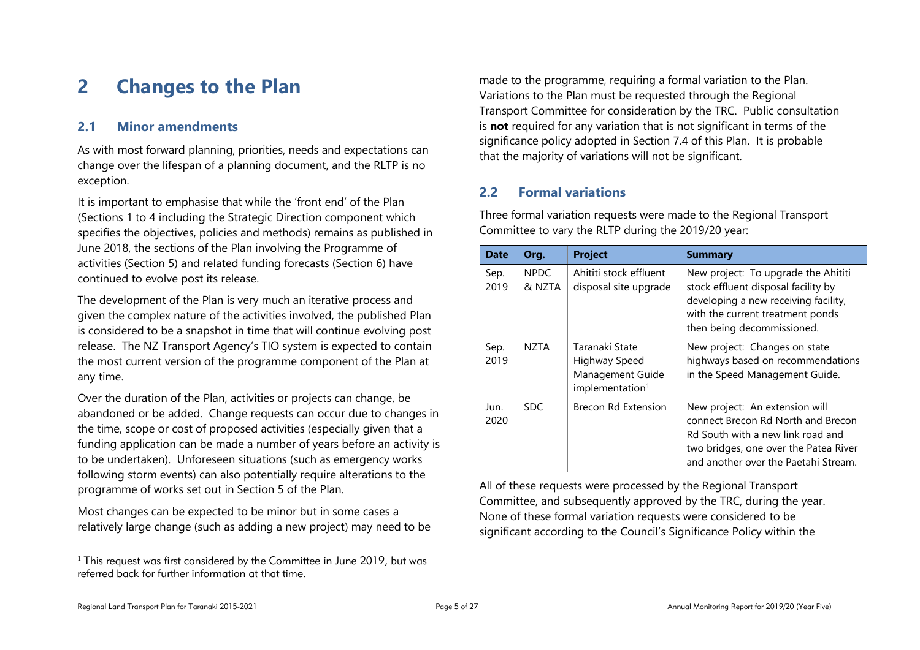# 2 Changes to the Plan

## 2.1 Minor amendments

As with most forward planning, priorities, needs and expectations can change over the lifespan of a planning document, and the RLTP is no exception.

It is important to emphasise that while the 'front end' of the Plan (Sections 1 to 4 including the Strategic Direction component which specifies the objectives, policies and methods) remains as published in June 2018, the sections of the Plan involving the Programme of activities (Section 5) and related funding forecasts (Section 6) have continued to evolve post its release.

The development of the Plan is very much an iterative process and given the complex nature of the activities involved, the published Plan is considered to be a snapshot in time that will continue evolving post release. The NZ Transport Agency's TIO system is expected to contain the most current version of the programme component of the Plan at any time.

Over the duration of the Plan, activities or projects can change, be abandoned or be added. Change requests can occur due to changes in the time, scope or cost of proposed activities (especially given that a funding application can be made a number of years before an activity is to be undertaken). Unforeseen situations (such as emergency works following storm events) can also potentially require alterations to the programme of works set out in Section 5 of the Plan.

Most changes can be expected to be minor but in some cases a relatively large change (such as adding a new project) may need to be made to the programme, requiring a formal variation to the Plan. Variations to the Plan must be requested through the Regional Transport Committee for consideration by the TRC. Public consultation is **not** required for any variation that is not significant in terms of the significance policy adopted in Section 7.4 of this Plan. It is probable that the majority of variations will not be significant.

## 2.2 Formal variations

Three formal variation requests were made to the Regional Transport Committee to vary the RLTP during the 2019/20 year:

| Date | Org. | Project | Summary |
|---|---|---|---|
| Sep. 2019 | NPDC & NZTA | Ahititi stock effluent disposal site upgrade | New project: To upgrade the Ahititi stock effluent disposal facility by developing a new receiving facility, with the current treatment ponds then being decommissioned. |
| Sep. 2019 | NZTA | Taranaki State Highway Speed Management Guide implementation[1] | New project: Changes on state highways based on recommendations in the Speed Management Guide. |
| Jun. 2020 | SDC | Brecon Rd Extension | New project: An extension will connect Brecon Rd North and Brecon Rd South with a new link road and two bridges, one over the Patea River and another over the Paetahi Stream. |

All of these requests were processed by the Regional Transport Committee, and subsequently approved by the TRC, during the year. None of these formal variation requests were considered to be significant according to the Council's Significance Policy within the

[1] This request was first considered by the Committee in June 2019, but was referred back for further information at that time.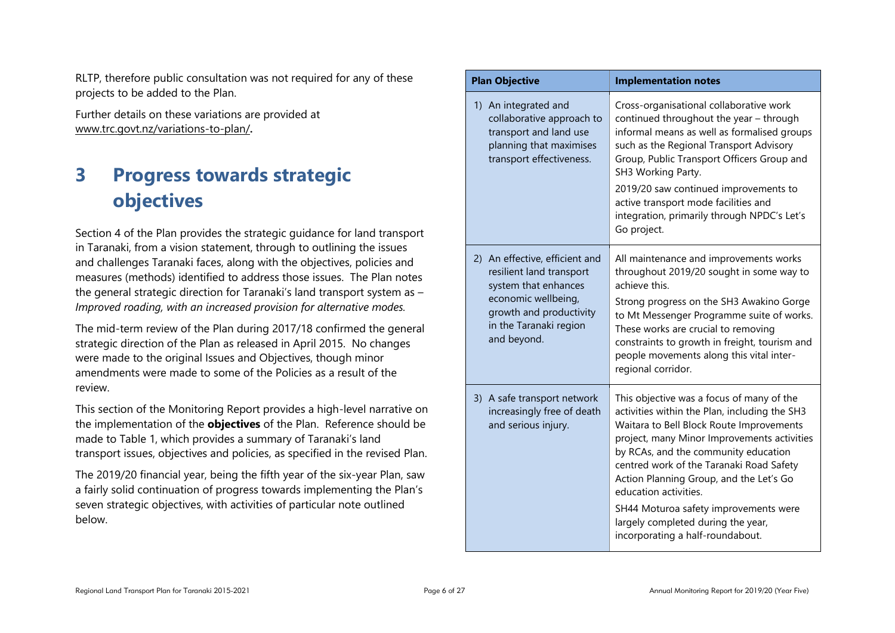RLTP, therefore public consultation was not required for any of these projects to be added to the Plan.

Further details on these variations are provided at www.trc.govt.nz/variations-to-plan/**.**

# 3 Progress towards strategic objectives

Section 4 of the Plan provides the strategic guidance for land transport in Taranaki, from a vision statement, through to outlining the issues and challenges Taranaki faces, along with the objectives, policies and measures (methods) identified to address those issues. The Plan notes the general strategic direction for Taranaki's land transport system as – *Improved roading, with an increased provision for alternative modes.*

The mid-term review of the Plan during 2017/18 confirmed the general strategic direction of the Plan as released in April 2015. No changes were made to the original Issues and Objectives, though minor amendments were made to some of the Policies as a result of the review.

This section of the Monitoring Report provides a high-level narrative on the implementation of the **objectives** of the Plan. Reference should be made to Table 1, which provides a summary of Taranaki's land transport issues, objectives and policies, as specified in the revised Plan.

The 2019/20 financial year, being the fifth year of the six-year Plan, saw a fairly solid continuation of progress towards implementing the Plan's seven strategic objectives, with activities of particular note outlined below.

| Plan Objective | Implementation notes |
|---|---|
| 1) An integrated and collaborative approach to transport and land use planning that maximises transport effectiveness. | Cross-organisational collaborative work continued throughout the year – through informal means as well as formalised groups such as the Regional Transport Advisory Group, Public Transport Officers Group and SH3 Working Party.<br>2019/20 saw continued improvements to active transport mode facilities and integration, primarily through NPDC's Let's Go project. |
| 2) An effective, efficient and resilient land transport system that enhances economic wellbeing, growth and productivity in the Taranaki region and beyond. | All maintenance and improvements works throughout 2019/20 sought in some way to achieve this.<br>Strong progress on the SH3 Awakino Gorge to Mt Messenger Programme suite of works. These works are crucial to removing constraints to growth in freight, tourism and people movements along this vital inter-regional corridor. |
| 3) A safe transport network increasingly free of death and serious injury. | This objective was a focus of many of the activities within the Plan, including the SH3 Waitara to Bell Block Route Improvements project, many Minor Improvements activities by RCAs, and the community education centred work of the Taranaki Road Safety Action Planning Group, and the Let's Go education activities.<br>SH44 Moturoa safety improvements were largely completed during the year, incorporating a half-roundabout. |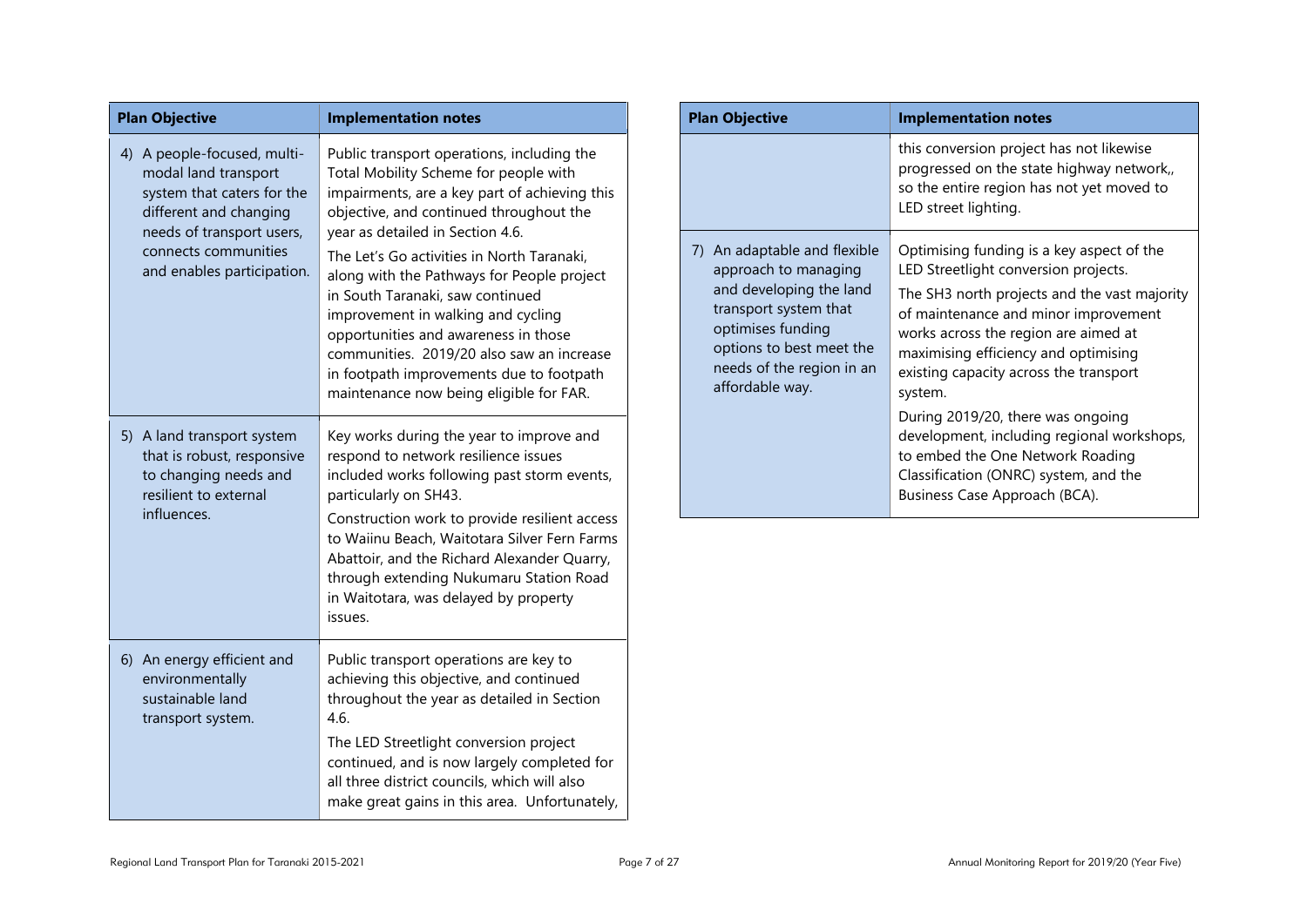| Plan Objective | Implementation notes |
|---|---|
| 4) A people-focused, multi-modal land transport system that caters for the different and changing needs of transport users, connects communities and enables participation. | Public transport operations, including the Total Mobility Scheme for people with impairments, are a key part of achieving this objective, and continued throughout the year as detailed in Section 4.6.<br><br>The Let's Go activities in North Taranaki, along with the Pathways for People project in South Taranaki, saw continued improvement in walking and cycling opportunities and awareness in those communities. 2019/20 also saw an increase in footpath improvements due to footpath maintenance now being eligible for FAR. |
| 5) A land transport system that is robust, responsive to changing needs and resilient to external influences. | Key works during the year to improve and respond to network resilience issues included works following past storm events, particularly on SH43.<br><br>Construction work to provide resilient access to Waiinu Beach, Waitotara Silver Fern Farms Abattoir, and the Richard Alexander Quarry, through extending Nukumaru Station Road in Waitotara, was delayed by property issues. |
| 6) An energy efficient and environmentally sustainable land transport system. | Public transport operations are key to achieving this objective, and continued throughout the year as detailed in Section 4.6.<br><br>The LED Streetlight conversion project continued, and is now largely completed for all three district councils, which will also make great gains in this area. Unfortunately, this conversion project has not likewise progressed on the state highway network,, so the entire region has not yet moved to LED street lighting. |
| 7) An adaptable and flexible approach to managing and developing the land transport system that optimises funding options to best meet the needs of the region in an affordable way. | Optimising funding is a key aspect of the LED Streetlight conversion projects.<br><br>The SH3 north projects and the vast majority of maintenance and minor improvement works across the region are aimed at maximising efficiency and optimising existing capacity across the transport system.<br><br>During 2019/20, there was ongoing development, including regional workshops, to embed the One Network Roading Classification (ONRC) system, and the Business Case Approach (BCA). |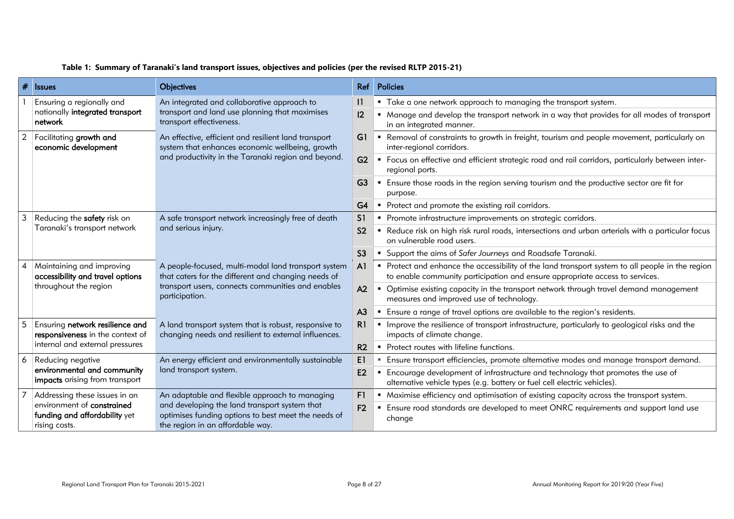**Table 1: Summary of Taranaki's land transport issues, objectives and policies (per the revised RLTP 2015-21)**

| # | Issues | Objectives | Ref | Policies |
|---|---|---|---|---|
| 1 | Ensuring a regionally and nationally **integrated transport network** | An integrated and collaborative approach to transport and land use planning that maximises transport effectiveness. | I1 | ▪ Take a one network approach to managing the transport system. |
| | | | I2 | ▪ Manage and develop the transport network in a way that provides for all modes of transport in an integrated manner. |
| 2 | Facilitating **growth and economic development** | An effective, efficient and resilient land transport system that enhances economic wellbeing, growth and productivity in the Taranaki region and beyond. | G1 | ▪ Removal of constraints to growth in freight, tourism and people movement, particularly on inter-regional corridors. |
| | | | G2 | ▪ Focus on effective and efficient strategic road and rail corridors, particularly between inter-regional ports. |
| | | | G3 | ▪ Ensure those roads in the region serving tourism and the productive sector are fit for purpose. |
| | | | G4 | ▪ Protect and promote the existing rail corridors. |
| 3 | Reducing the **safety** risk on Taranaki's transport network | A safe transport network increasingly free of death and serious injury. | S1 | ▪ Promote infrastructure improvements on strategic corridors. |
| | | | S2 | ▪ Reduce risk on high risk rural roads, intersections and urban arterials with a particular focus on vulnerable road users. |
| | | | S3 | ▪ Support the aims of *Safer Journeys* and Roadsafe Taranaki. |
| 4 | Maintaining and improving **accessibility and travel options** throughout the region | A people-focused, multi-modal land transport system that caters for the different and changing needs of transport users, connects communities and enables participation. | A1 | ▪ Protect and enhance the accessibility of the land transport system to all people in the region to enable community participation and ensure appropriate access to services. |
| | | | A2 | ▪ Optimise existing capacity in the transport network through travel demand management measures and improved use of technology. |
| | | | A3 | ▪ Ensure a range of travel options are available to the region's residents. |
| 5 | Ensuring **network resilience and responsiveness** in the context of internal and external pressures | A land transport system that is robust, responsive to changing needs and resilient to external influences. | R1 | ▪ Improve the resilience of transport infrastructure, particularly to geological risks and the impacts of climate change. |
| | | | R2 | ▪ Protect routes with lifeline functions. |
| 6 | Reducing negative **environmental and community impacts** arising from transport | An energy efficient and environmentally sustainable land transport system. | E1 | ▪ Ensure transport efficiencies, promote alternative modes and manage transport demand. |
| | | | E2 | ▪ Encourage development of infrastructure and technology that promotes the use of alternative vehicle types (e.g. battery or fuel cell electric vehicles). |
| 7 | Addressing these issues in an environment of **constrained funding and affordability** yet rising costs. | An adaptable and flexible approach to managing and developing the land transport system that optimises funding options to best meet the needs of the region in an affordable way. | F1 | ▪ Maximise efficiency and optimisation of existing capacity across the transport system. |
| | | | F2 | ▪ Ensure road standards are developed to meet ONRC requirements and support land use change |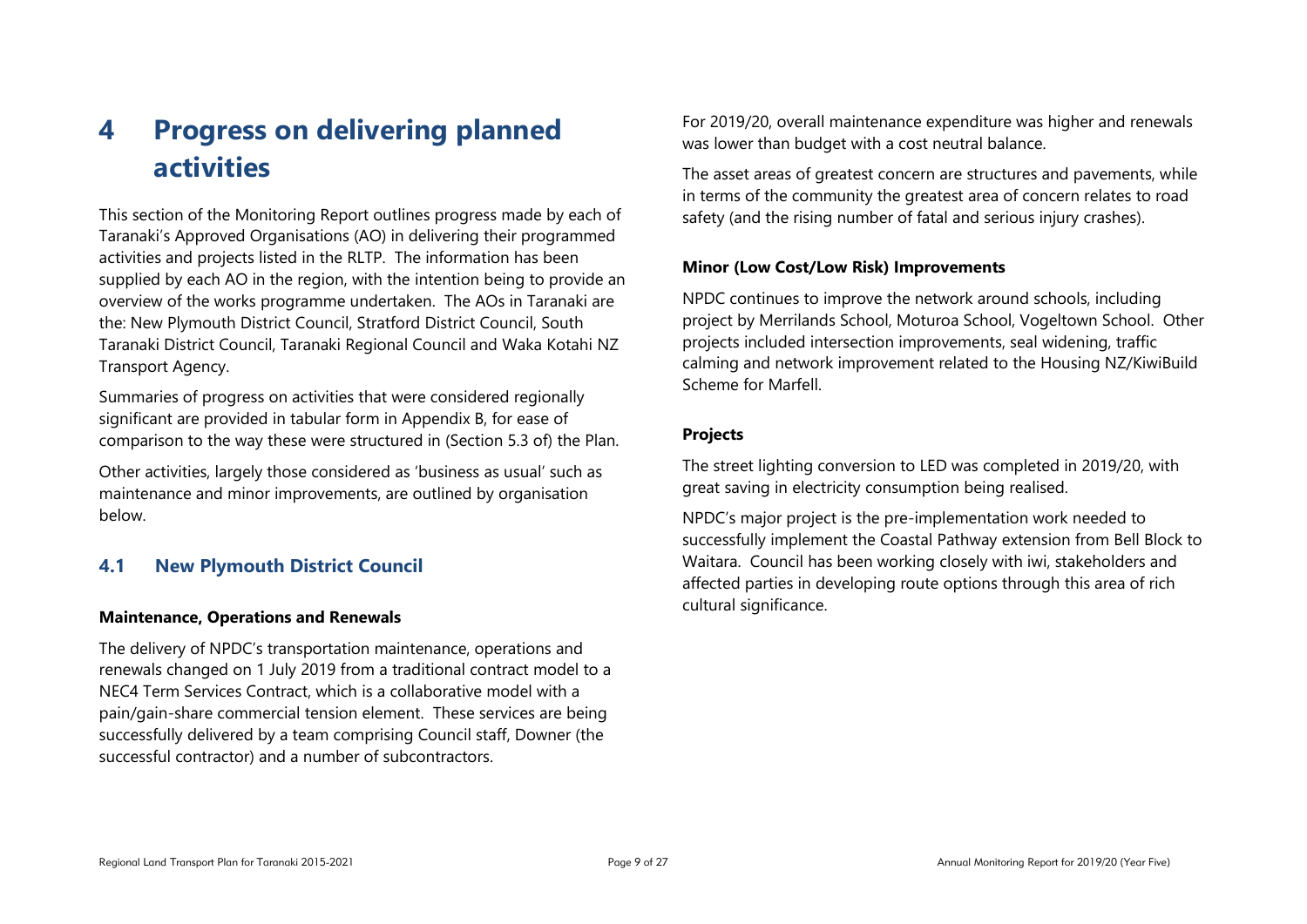# 4 Progress on delivering planned activities

This section of the Monitoring Report outlines progress made by each of Taranaki's Approved Organisations (AO) in delivering their programmed activities and projects listed in the RLTP. The information has been supplied by each AO in the region, with the intention being to provide an overview of the works programme undertaken. The AOs in Taranaki are the: New Plymouth District Council, Stratford District Council, South Taranaki District Council, Taranaki Regional Council and Waka Kotahi NZ Transport Agency.

Summaries of progress on activities that were considered regionally significant are provided in tabular form in Appendix B, for ease of comparison to the way these were structured in (Section 5.3 of) the Plan.

Other activities, largely those considered as 'business as usual' such as maintenance and minor improvements, are outlined by organisation below.

## 4.1 New Plymouth District Council

**Maintenance, Operations and Renewals**

The delivery of NPDC's transportation maintenance, operations and renewals changed on 1 July 2019 from a traditional contract model to a NEC4 Term Services Contract, which is a collaborative model with a pain/gain-share commercial tension element. These services are being successfully delivered by a team comprising Council staff, Downer (the successful contractor) and a number of subcontractors.

For 2019/20, overall maintenance expenditure was higher and renewals was lower than budget with a cost neutral balance.

The asset areas of greatest concern are structures and pavements, while in terms of the community the greatest area of concern relates to road safety (and the rising number of fatal and serious injury crashes).

**Minor (Low Cost/Low Risk) Improvements**

NPDC continues to improve the network around schools, including project by Merrilands School, Moturoa School, Vogeltown School. Other projects included intersection improvements, seal widening, traffic calming and network improvement related to the Housing NZ/KiwiBuild Scheme for Marfell.

**Projects**

The street lighting conversion to LED was completed in 2019/20, with great saving in electricity consumption being realised.

NPDC's major project is the pre-implementation work needed to successfully implement the Coastal Pathway extension from Bell Block to Waitara. Council has been working closely with iwi, stakeholders and affected parties in developing route options through this area of rich cultural significance.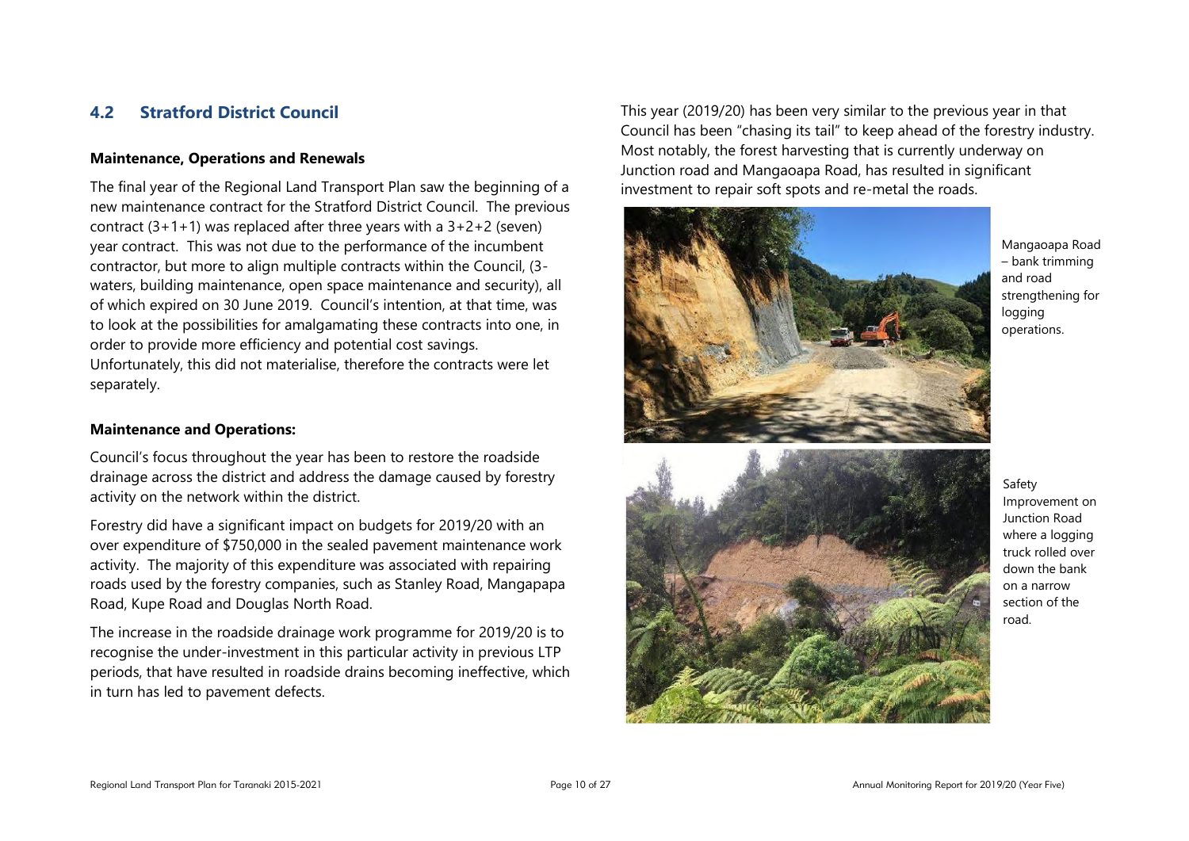## 4.2 Stratford District Council

**Maintenance, Operations and Renewals**

The final year of the Regional Land Transport Plan saw the beginning of a new maintenance contract for the Stratford District Council. The previous contract (3+1+1) was replaced after three years with a 3+2+2 (seven) year contract. This was not due to the performance of the incumbent contractor, but more to align multiple contracts within the Council, (3-waters, building maintenance, open space maintenance and security), all of which expired on 30 June 2019. Council's intention, at that time, was to look at the possibilities for amalgamating these contracts into one, in order to provide more efficiency and potential cost savings. Unfortunately, this did not materialise, therefore the contracts were let separately.

**Maintenance and Operations:**

Council's focus throughout the year has been to restore the roadside drainage across the district and address the damage caused by forestry activity on the network within the district.

Forestry did have a significant impact on budgets for 2019/20 with an over expenditure of $750,000 in the sealed pavement maintenance work activity. The majority of this expenditure was associated with repairing roads used by the forestry companies, such as Stanley Road, Mangapapa Road, Kupe Road and Douglas North Road.

The increase in the roadside drainage work programme for 2019/20 is to recognise the under-investment in this particular activity in previous LTP periods, that have resulted in roadside drains becoming ineffective, which in turn has led to pavement defects.

This year (2019/20) has been very similar to the previous year in that Council has been "chasing its tail" to keep ahead of the forestry industry. Most notably, the forest harvesting that is currently underway on Junction road and Mangaoapa Road, has resulted in significant investment to repair soft spots and re-metal the roads.

Mangaoapa Road – bank trimming and road strengthening for logging operations.

Safety Improvement on Junction Road where a logging truck rolled over down the bank on a narrow section of the road.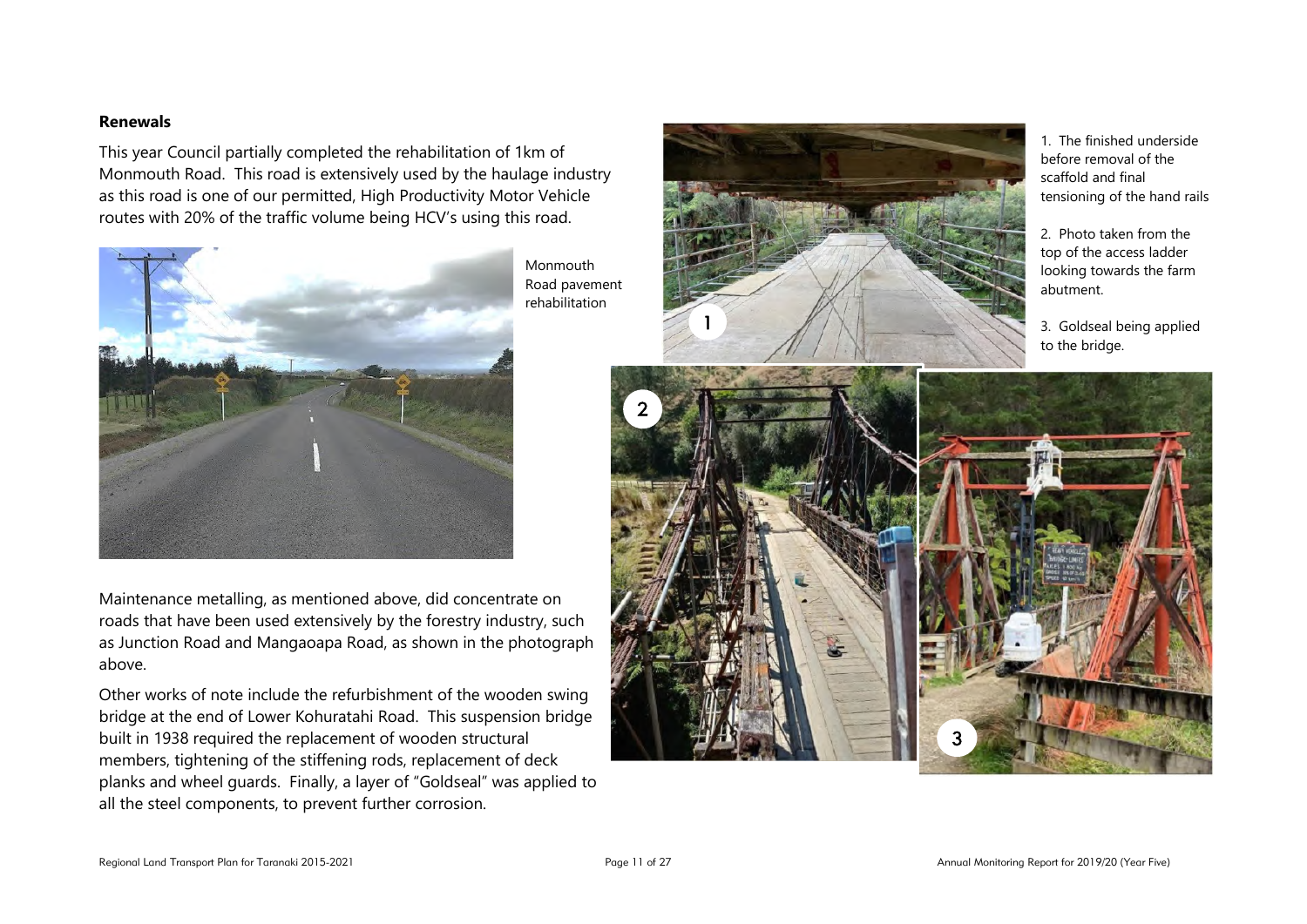**Renewals**

This year Council partially completed the rehabilitation of 1km of Monmouth Road. This road is extensively used by the haulage industry as this road is one of our permitted, High Productivity Motor Vehicle routes with 20% of the traffic volume being HCV's using this road.

Monmouth Road pavement rehabilitation

Maintenance metalling, as mentioned above, did concentrate on roads that have been used extensively by the forestry industry, such as Junction Road and Mangaoapa Road, as shown in the photograph above.

Other works of note include the refurbishment of the wooden swing bridge at the end of Lower Kohuratahi Road. This suspension bridge built in 1938 required the replacement of wooden structural members, tightening of the stiffening rods, replacement of deck planks and wheel guards. Finally, a layer of "Goldseal" was applied to all the steel components, to prevent further corrosion.

1. The finished underside before removal of the scaffold and final tensioning of the hand rails

2. Photo taken from the top of the access ladder looking towards the farm abutment.

3. Goldseal being applied to the bridge.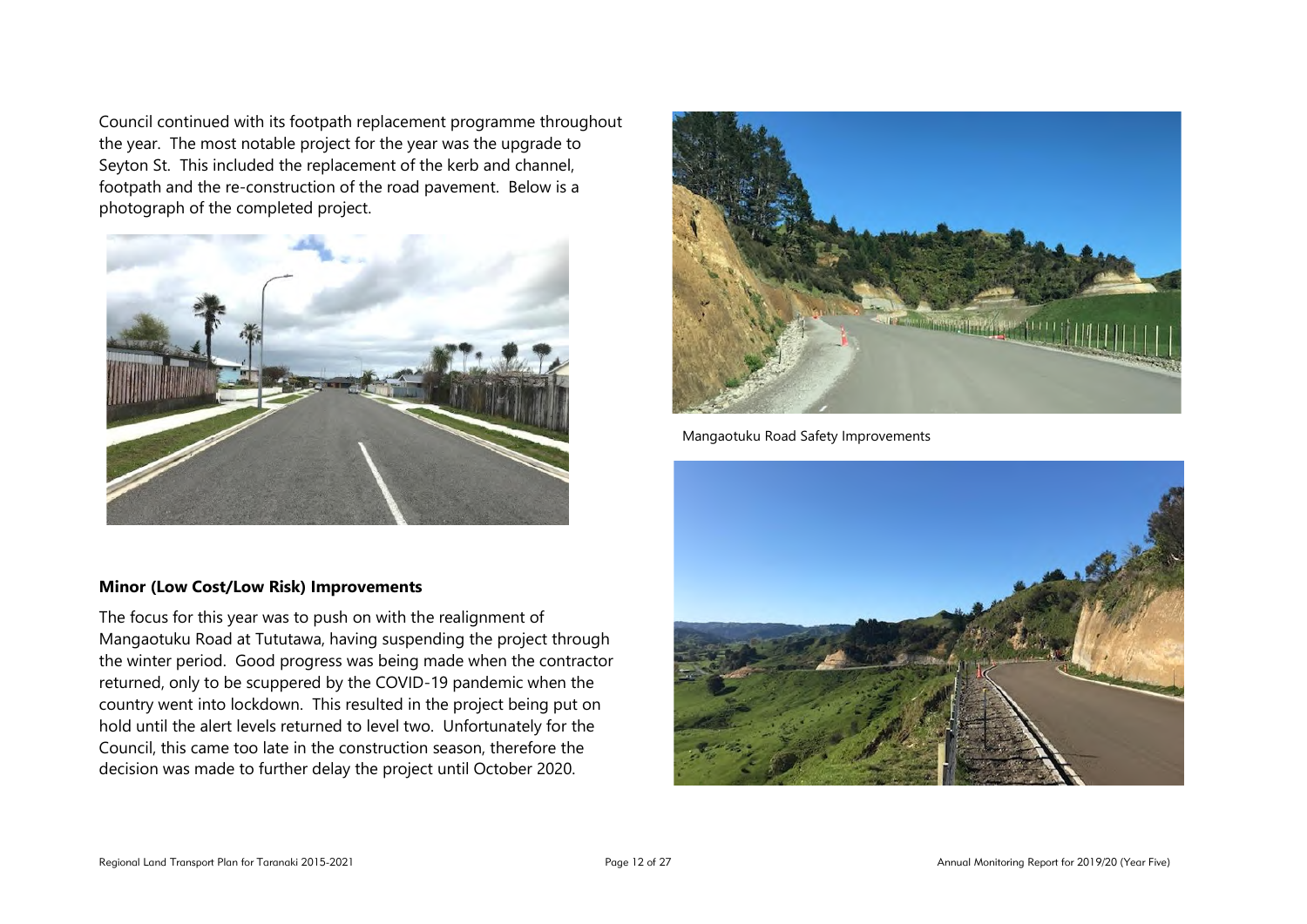Council continued with its footpath replacement programme throughout the year. The most notable project for the year was the upgrade to Seyton St. This included the replacement of the kerb and channel, footpath and the re-construction of the road pavement. Below is a photograph of the completed project.

Mangaotuku Road Safety Improvements

### Minor (Low Cost/Low Risk) Improvements

The focus for this year was to push on with the realignment of Mangaotuku Road at Tututawa, having suspending the project through the winter period. Good progress was being made when the contractor returned, only to be scuppered by the COVID-19 pandemic when the country went into lockdown. This resulted in the project being put on hold until the alert levels returned to level two. Unfortunately for the Council, this came too late in the construction season, therefore the decision was made to further delay the project until October 2020.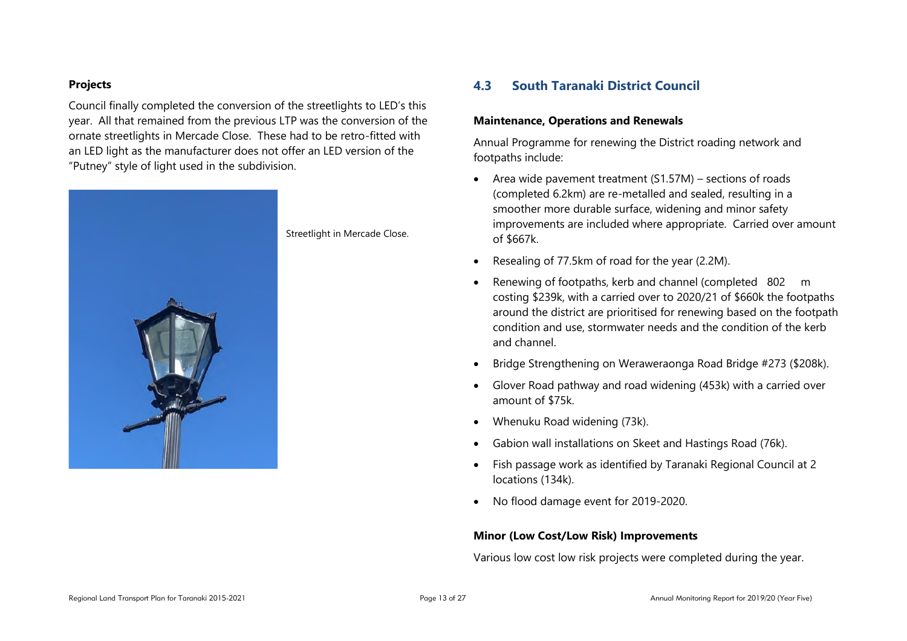**Projects**

Council finally completed the conversion of the streetlights to LED's this year. All that remained from the previous LTP was the conversion of the ornate streetlights in Mercade Close. These had to be retro-fitted with an LED light as the manufacturer does not offer an LED version of the "Putney" style of light used in the subdivision.

Streetlight in Mercade Close.

## 4.3 South Taranaki District Council

**Maintenance, Operations and Renewals**

Annual Programme for renewing the District roading network and footpaths include:

- Area wide pavement treatment (S1.57M) – sections of roads (completed 6.2km) are re-metalled and sealed, resulting in a smoother more durable surface, widening and minor safety improvements are included where appropriate. Carried over amount of $667k.
- Resealing of 77.5km of road for the year (2.2M).
- Renewing of footpaths, kerb and channel (completed 802 m costing $239k, with a carried over to 2020/21 of $660k the footpaths around the district are prioritised for renewing based on the footpath condition and use, stormwater needs and the condition of the kerb and channel.
- Bridge Strengthening on Weraweraonga Road Bridge #273 ($208k).
- Glover Road pathway and road widening (453k) with a carried over amount of $75k.
- Whenuku Road widening (73k).
- Gabion wall installations on Skeet and Hastings Road (76k).
- Fish passage work as identified by Taranaki Regional Council at 2 locations (134k).
- No flood damage event for 2019-2020.

**Minor (Low Cost/Low Risk) Improvements**

Various low cost low risk projects were completed during the year.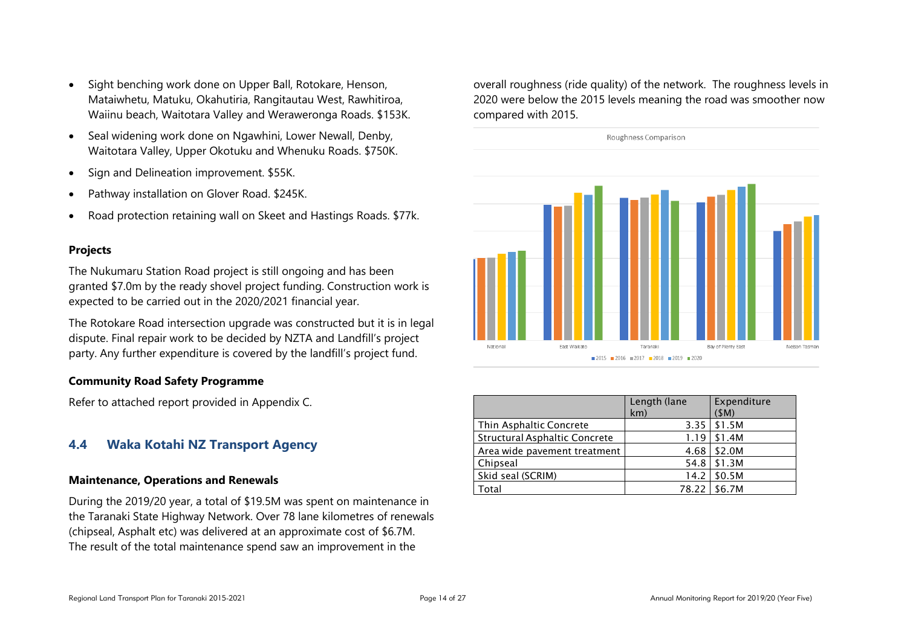- Sight benching work done on Upper Ball, Rotokare, Henson, Mataiwhetu, Matuku, Okahutiria, Rangitautau West, Rawhitiroa, Waiinu beach, Waitotara Valley and Weraweronga Roads. $153K.
- Seal widening work done on Ngawhini, Lower Newall, Denby, Waitotara Valley, Upper Okotuku and Whenuku Roads. $750K.
- Sign and Delineation improvement. $55K.
- Pathway installation on Glover Road. $245K.
- Road protection retaining wall on Skeet and Hastings Roads. $77k.

**Projects**

The Nukumaru Station Road project is still ongoing and has been granted $7.0m by the ready shovel project funding. Construction work is expected to be carried out in the 2020/2021 financial year.

The Rotokare Road intersection upgrade was constructed but it is in legal dispute. Final repair work to be decided by NZTA and Landfill's project party. Any further expenditure is covered by the landfill's project fund.

**Community Road Safety Programme**

Refer to attached report provided in Appendix C.

## 4.4 Waka Kotahi NZ Transport Agency

**Maintenance, Operations and Renewals**

During the 2019/20 year, a total of $19.5M was spent on maintenance in the Taranaki State Highway Network. Over 78 lane kilometres of renewals (chipseal, Asphalt etc) was delivered at an approximate cost of $6.7M. The result of the total maintenance spend saw an improvement in the overall roughness (ride quality) of the network. The roughness levels in 2020 were below the 2015 levels meaning the road was smoother now compared with 2015.

Roughness Comparison

National, East Waikato, Taranaki, Bay of Plenty East, Nelson Tasman

2015, 2016, 2017, 2018, 2019, 2020

| | Length (lane km) | Expenditure ($M) |
|---|---|---|
| Thin Asphaltic Concrete | 3.35 | $1.5M |
| Structural Asphaltic Concrete | 1.19 | $1.4M |
| Area wide pavement treatment | 4.68 | $2.0M |
| Chipseal | 54.8 | $1.3M |
| Skid seal (SCRIM) | 14.2 | $0.5M |
| Total | 78.22 | $6.7M |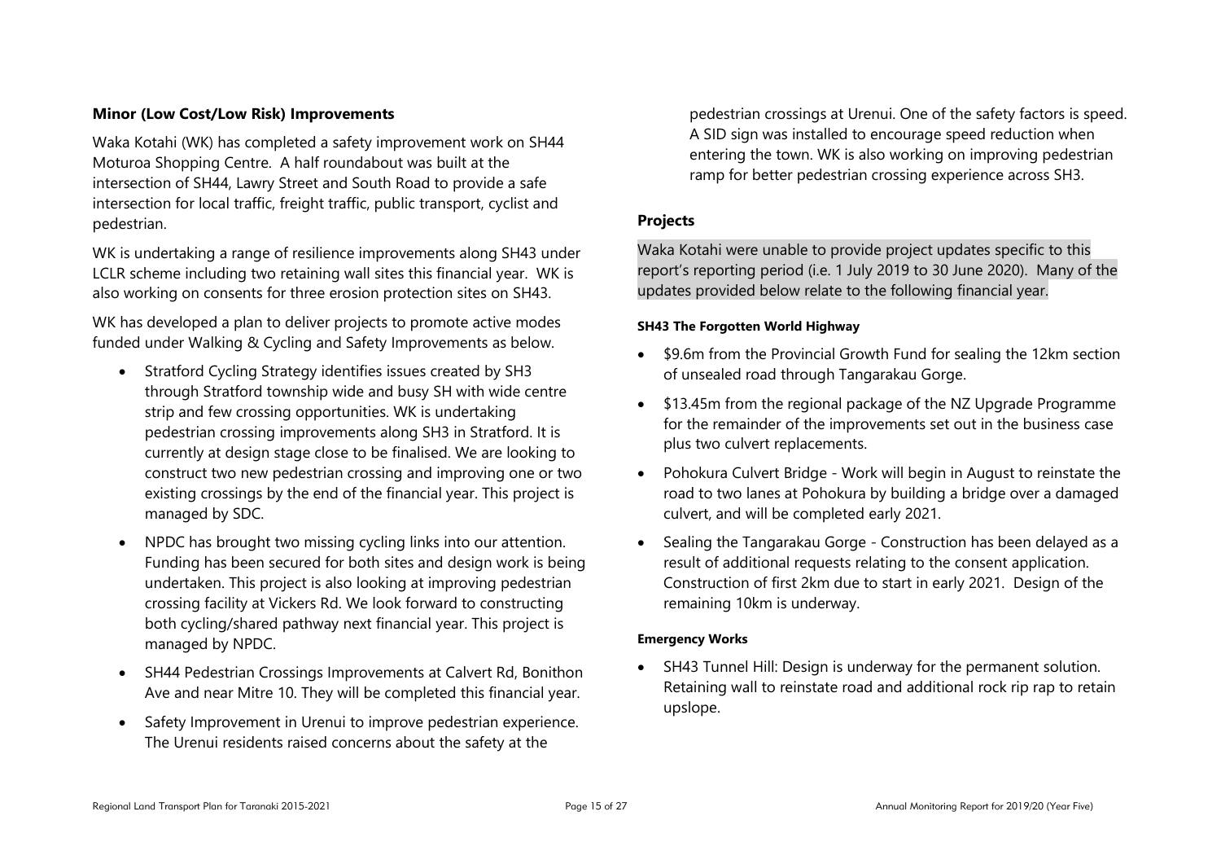### Minor (Low Cost/Low Risk) Improvements

Waka Kotahi (WK) has completed a safety improvement work on SH44 Moturoa Shopping Centre. A half roundabout was built at the intersection of SH44, Lawry Street and South Road to provide a safe intersection for local traffic, freight traffic, public transport, cyclist and pedestrian.

WK is undertaking a range of resilience improvements along SH43 under LCLR scheme including two retaining wall sites this financial year. WK is also working on consents for three erosion protection sites on SH43.

WK has developed a plan to deliver projects to promote active modes funded under Walking & Cycling and Safety Improvements as below.

- Stratford Cycling Strategy identifies issues created by SH3 through Stratford township wide and busy SH with wide centre strip and few crossing opportunities. WK is undertaking pedestrian crossing improvements along SH3 in Stratford. It is currently at design stage close to be finalised. We are looking to construct two new pedestrian crossing and improving one or two existing crossings by the end of the financial year. This project is managed by SDC.
- NPDC has brought two missing cycling links into our attention. Funding has been secured for both sites and design work is being undertaken. This project is also looking at improving pedestrian crossing facility at Vickers Rd. We look forward to constructing both cycling/shared pathway next financial year. This project is managed by NPDC.
- SH44 Pedestrian Crossings Improvements at Calvert Rd, Bonithon Ave and near Mitre 10. They will be completed this financial year.
- Safety Improvement in Urenui to improve pedestrian experience. The Urenui residents raised concerns about the safety at the pedestrian crossings at Urenui. One of the safety factors is speed. A SID sign was installed to encourage speed reduction when entering the town. WK is also working on improving pedestrian ramp for better pedestrian crossing experience across SH3.

### Projects

Waka Kotahi were unable to provide project updates specific to this report's reporting period (i.e. 1 July 2019 to 30 June 2020). Many of the updates provided below relate to the following financial year.

#### SH43 The Forgotten World Highway

- $9.6m from the Provincial Growth Fund for sealing the 12km section of unsealed road through Tangarakau Gorge.
- $13.45m from the regional package of the NZ Upgrade Programme for the remainder of the improvements set out in the business case plus two culvert replacements.
- Pohokura Culvert Bridge - Work will begin in August to reinstate the road to two lanes at Pohokura by building a bridge over a damaged culvert, and will be completed early 2021.
- Sealing the Tangarakau Gorge - Construction has been delayed as a result of additional requests relating to the consent application. Construction of first 2km due to start in early 2021. Design of the remaining 10km is underway.

#### Emergency Works

- SH43 Tunnel Hill: Design is underway for the permanent solution. Retaining wall to reinstate road and additional rock rip rap to retain upslope.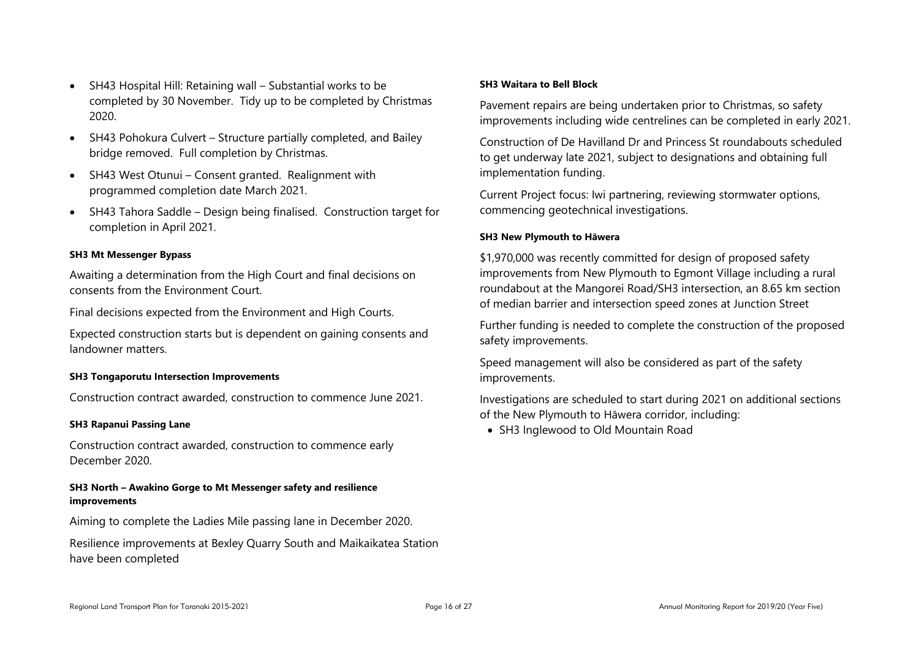- SH43 Hospital Hill: Retaining wall – Substantial works to be completed by 30 November. Tidy up to be completed by Christmas 2020.
- SH43 Pohokura Culvert – Structure partially completed, and Bailey bridge removed. Full completion by Christmas.
- SH43 West Otunui – Consent granted. Realignment with programmed completion date March 2021.
- SH43 Tahora Saddle – Design being finalised. Construction target for completion in April 2021.

**SH3 Mt Messenger Bypass**

Awaiting a determination from the High Court and final decisions on consents from the Environment Court.

Final decisions expected from the Environment and High Courts.

Expected construction starts but is dependent on gaining consents and landowner matters.

**SH3 Tongaporutu Intersection Improvements**

Construction contract awarded, construction to commence June 2021.

**SH3 Rapanui Passing Lane**

Construction contract awarded, construction to commence early December 2020.

**SH3 North – Awakino Gorge to Mt Messenger safety and resilience improvements**

Aiming to complete the Ladies Mile passing lane in December 2020.

Resilience improvements at Bexley Quarry South and Maikaikatea Station have been completed

**SH3 Waitara to Bell Block**

Pavement repairs are being undertaken prior to Christmas, so safety improvements including wide centrelines can be completed in early 2021.

Construction of De Havilland Dr and Princess St roundabouts scheduled to get underway late 2021, subject to designations and obtaining full implementation funding.

Current Project focus: Iwi partnering, reviewing stormwater options, commencing geotechnical investigations.

**SH3 New Plymouth to Hāwera**

$1,970,000 was recently committed for design of proposed safety improvements from New Plymouth to Egmont Village including a rural roundabout at the Mangorei Road/SH3 intersection, an 8.65 km section of median barrier and intersection speed zones at Junction Street

Further funding is needed to complete the construction of the proposed safety improvements.

Speed management will also be considered as part of the safety improvements.

Investigations are scheduled to start during 2021 on additional sections of the New Plymouth to Hāwera corridor, including:

- SH3 Inglewood to Old Mountain Road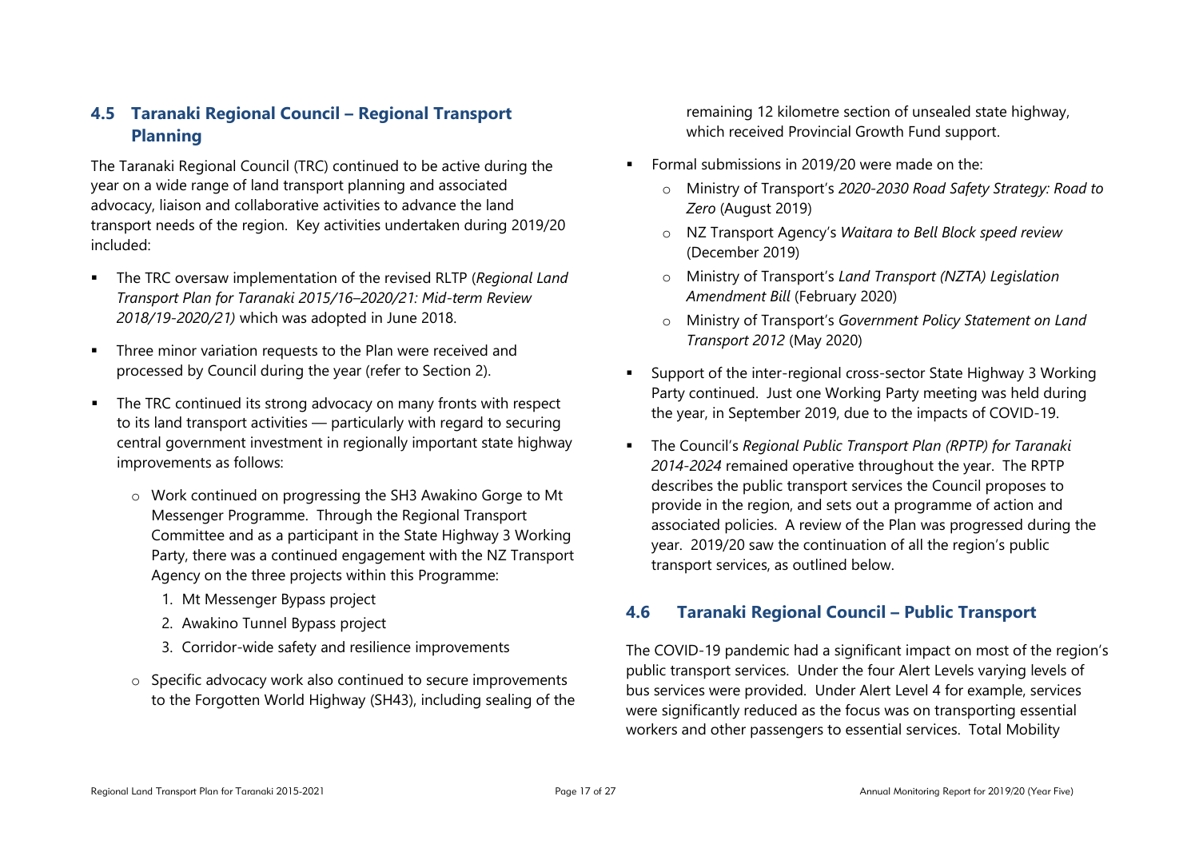## 4.5 Taranaki Regional Council – Regional Transport Planning

The Taranaki Regional Council (TRC) continued to be active during the year on a wide range of land transport planning and associated advocacy, liaison and collaborative activities to advance the land transport needs of the region. Key activities undertaken during 2019/20 included:

- The TRC oversaw implementation of the revised RLTP (*Regional Land Transport Plan for Taranaki 2015/16–2020/21: Mid-term Review 2018/19-2020/21)* which was adopted in June 2018.
- Three minor variation requests to the Plan were received and processed by Council during the year (refer to Section 2).
- The TRC continued its strong advocacy on many fronts with respect to its land transport activities — particularly with regard to securing central government investment in regionally important state highway improvements as follows:
  - Work continued on progressing the SH3 Awakino Gorge to Mt Messenger Programme. Through the Regional Transport Committee and as a participant in the State Highway 3 Working Party, there was a continued engagement with the NZ Transport Agency on the three projects within this Programme:
    1. Mt Messenger Bypass project
    2. Awakino Tunnel Bypass project
    3. Corridor-wide safety and resilience improvements
  - Specific advocacy work also continued to secure improvements to the Forgotten World Highway (SH43), including sealing of the remaining 12 kilometre section of unsealed state highway, which received Provincial Growth Fund support.
- Formal submissions in 2019/20 were made on the:
  - Ministry of Transport's *2020-2030 Road Safety Strategy: Road to Zero* (August 2019)
  - NZ Transport Agency's *Waitara to Bell Block speed review* (December 2019)
  - Ministry of Transport's *Land Transport (NZTA) Legislation Amendment Bill* (February 2020)
  - Ministry of Transport's *Government Policy Statement on Land Transport 2012* (May 2020)
- Support of the inter-regional cross-sector State Highway 3 Working Party continued. Just one Working Party meeting was held during the year, in September 2019, due to the impacts of COVID-19.
- The Council's *Regional Public Transport Plan (RPTP) for Taranaki 2014-2024* remained operative throughout the year. The RPTP describes the public transport services the Council proposes to provide in the region, and sets out a programme of action and associated policies. A review of the Plan was progressed during the year. 2019/20 saw the continuation of all the region's public transport services, as outlined below.

## 4.6 Taranaki Regional Council – Public Transport

The COVID-19 pandemic had a significant impact on most of the region's public transport services. Under the four Alert Levels varying levels of bus services were provided. Under Alert Level 4 for example, services were significantly reduced as the focus was on transporting essential workers and other passengers to essential services. Total Mobility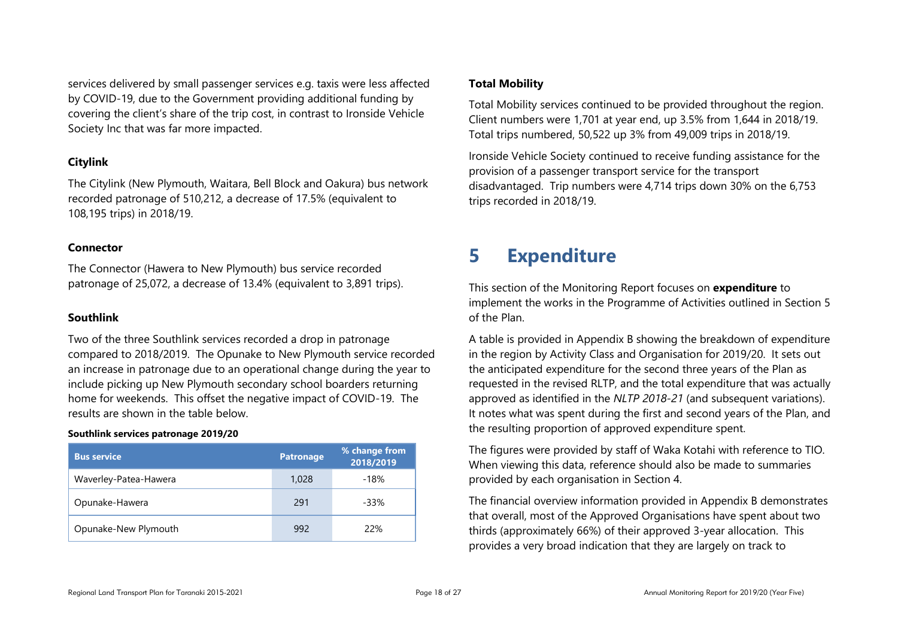services delivered by small passenger services e.g. taxis were less affected by COVID-19, due to the Government providing additional funding by covering the client's share of the trip cost, in contrast to Ironside Vehicle Society Inc that was far more impacted.

### Citylink

The Citylink (New Plymouth, Waitara, Bell Block and Oakura) bus network recorded patronage of 510,212, a decrease of 17.5% (equivalent to 108,195 trips) in 2018/19.

### Connector

The Connector (Hawera to New Plymouth) bus service recorded patronage of 25,072, a decrease of 13.4% (equivalent to 3,891 trips).

### Southlink

Two of the three Southlink services recorded a drop in patronage compared to 2018/2019. The Opunake to New Plymouth service recorded an increase in patronage due to an operational change during the year to include picking up New Plymouth secondary school boarders returning home for weekends. This offset the negative impact of COVID-19. The results are shown in the table below.

**Southlink services patronage 2019/20**

| Bus service | Patronage | % change from 2018/2019 |
|---|---|---|
| Waverley-Patea-Hawera | 1,028 | -18% |
| Opunake-Hawera | 291 | -33% |
| Opunake-New Plymouth | 992 | 22% |

### Total Mobility

Total Mobility services continued to be provided throughout the region. Client numbers were 1,701 at year end, up 3.5% from 1,644 in 2018/19. Total trips numbered, 50,522 up 3% from 49,009 trips in 2018/19.

Ironside Vehicle Society continued to receive funding assistance for the provision of a passenger transport service for the transport disadvantaged. Trip numbers were 4,714 trips down 30% on the 6,753 trips recorded in 2018/19.

# 5 Expenditure

This section of the Monitoring Report focuses on **expenditure** to implement the works in the Programme of Activities outlined in Section 5 of the Plan.

A table is provided in Appendix B showing the breakdown of expenditure in the region by Activity Class and Organisation for 2019/20. It sets out the anticipated expenditure for the second three years of the Plan as requested in the revised RLTP, and the total expenditure that was actually approved as identified in the *NLTP 2018-21* (and subsequent variations). It notes what was spent during the first and second years of the Plan, and the resulting proportion of approved expenditure spent.

The figures were provided by staff of Waka Kotahi with reference to TIO. When viewing this data, reference should also be made to summaries provided by each organisation in Section 4.

The financial overview information provided in Appendix B demonstrates that overall, most of the Approved Organisations have spent about two thirds (approximately 66%) of their approved 3-year allocation. This provides a very broad indication that they are largely on track to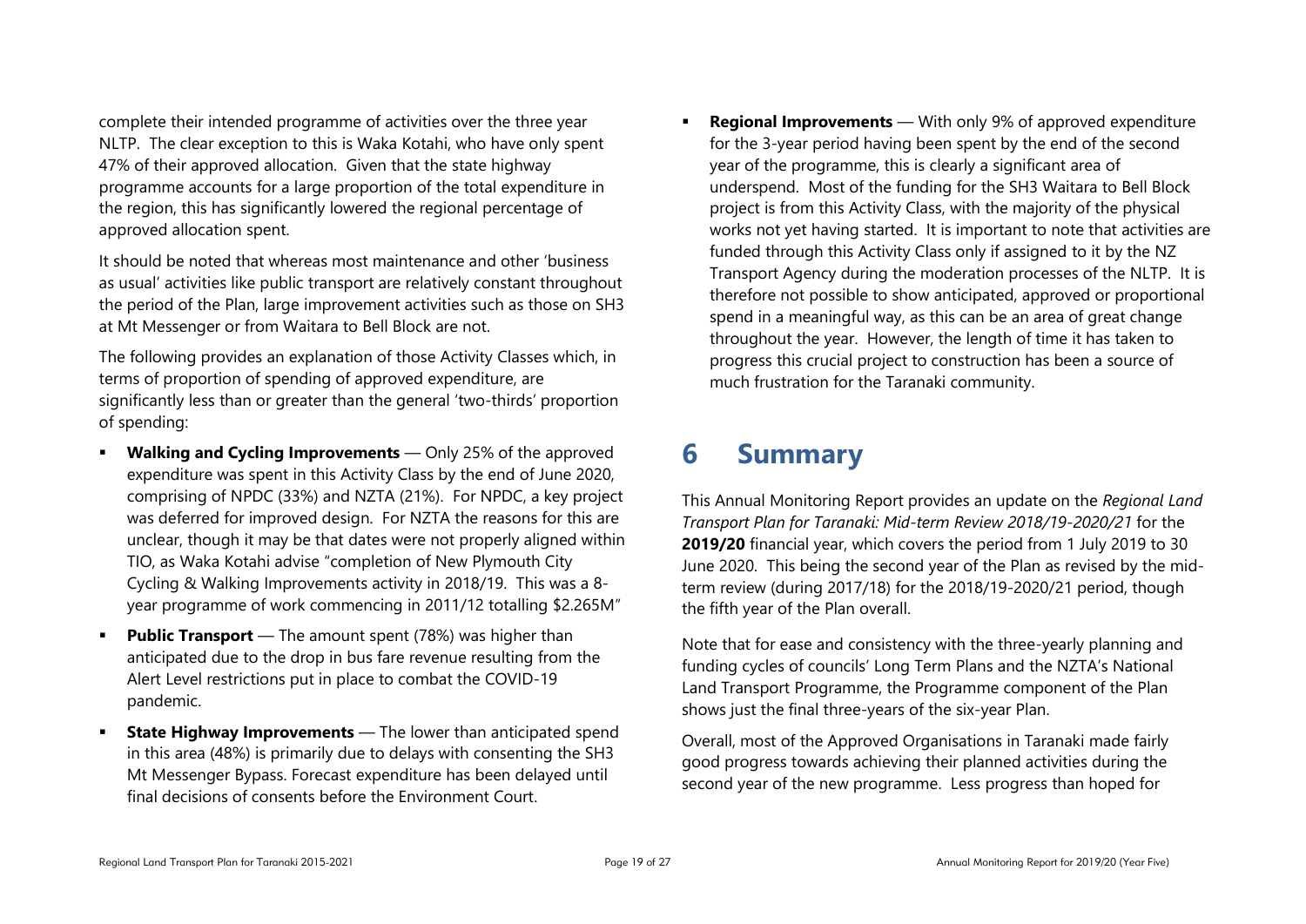complete their intended programme of activities over the three year NLTP. The clear exception to this is Waka Kotahi, who have only spent 47% of their approved allocation. Given that the state highway programme accounts for a large proportion of the total expenditure in the region, this has significantly lowered the regional percentage of approved allocation spent.

It should be noted that whereas most maintenance and other 'business as usual' activities like public transport are relatively constant throughout the period of the Plan, large improvement activities such as those on SH3 at Mt Messenger or from Waitara to Bell Block are not.

The following provides an explanation of those Activity Classes which, in terms of proportion of spending of approved expenditure, are significantly less than or greater than the general 'two-thirds' proportion of spending:

- **Walking and Cycling Improvements** — Only 25% of the approved expenditure was spent in this Activity Class by the end of June 2020, comprising of NPDC (33%) and NZTA (21%). For NPDC, a key project was deferred for improved design. For NZTA the reasons for this are unclear, though it may be that dates were not properly aligned within TIO, as Waka Kotahi advise "completion of New Plymouth City Cycling & Walking Improvements activity in 2018/19. This was a 8-year programme of work commencing in 2011/12 totalling $2.265M"
- **Public Transport** — The amount spent (78%) was higher than anticipated due to the drop in bus fare revenue resulting from the Alert Level restrictions put in place to combat the COVID-19 pandemic.
- **State Highway Improvements** — The lower than anticipated spend in this area (48%) is primarily due to delays with consenting the SH3 Mt Messenger Bypass. Forecast expenditure has been delayed until final decisions of consents before the Environment Court.
- **Regional Improvements** — With only 9% of approved expenditure for the 3-year period having been spent by the end of the second year of the programme, this is clearly a significant area of underspend. Most of the funding for the SH3 Waitara to Bell Block project is from this Activity Class, with the majority of the physical works not yet having started. It is important to note that activities are funded through this Activity Class only if assigned to it by the NZ Transport Agency during the moderation processes of the NLTP. It is therefore not possible to show anticipated, approved or proportional spend in a meaningful way, as this can be an area of great change throughout the year. However, the length of time it has taken to progress this crucial project to construction has been a source of much frustration for the Taranaki community.

# 6 Summary

This Annual Monitoring Report provides an update on the *Regional Land Transport Plan for Taranaki: Mid-term Review 2018/19-2020/21* for the **2019/20** financial year, which covers the period from 1 July 2019 to 30 June 2020. This being the second year of the Plan as revised by the mid-term review (during 2017/18) for the 2018/19-2020/21 period, though the fifth year of the Plan overall.

Note that for ease and consistency with the three-yearly planning and funding cycles of councils' Long Term Plans and the NZTA's National Land Transport Programme, the Programme component of the Plan shows just the final three-years of the six-year Plan.

Overall, most of the Approved Organisations in Taranaki made fairly good progress towards achieving their planned activities during the second year of the new programme. Less progress than hoped for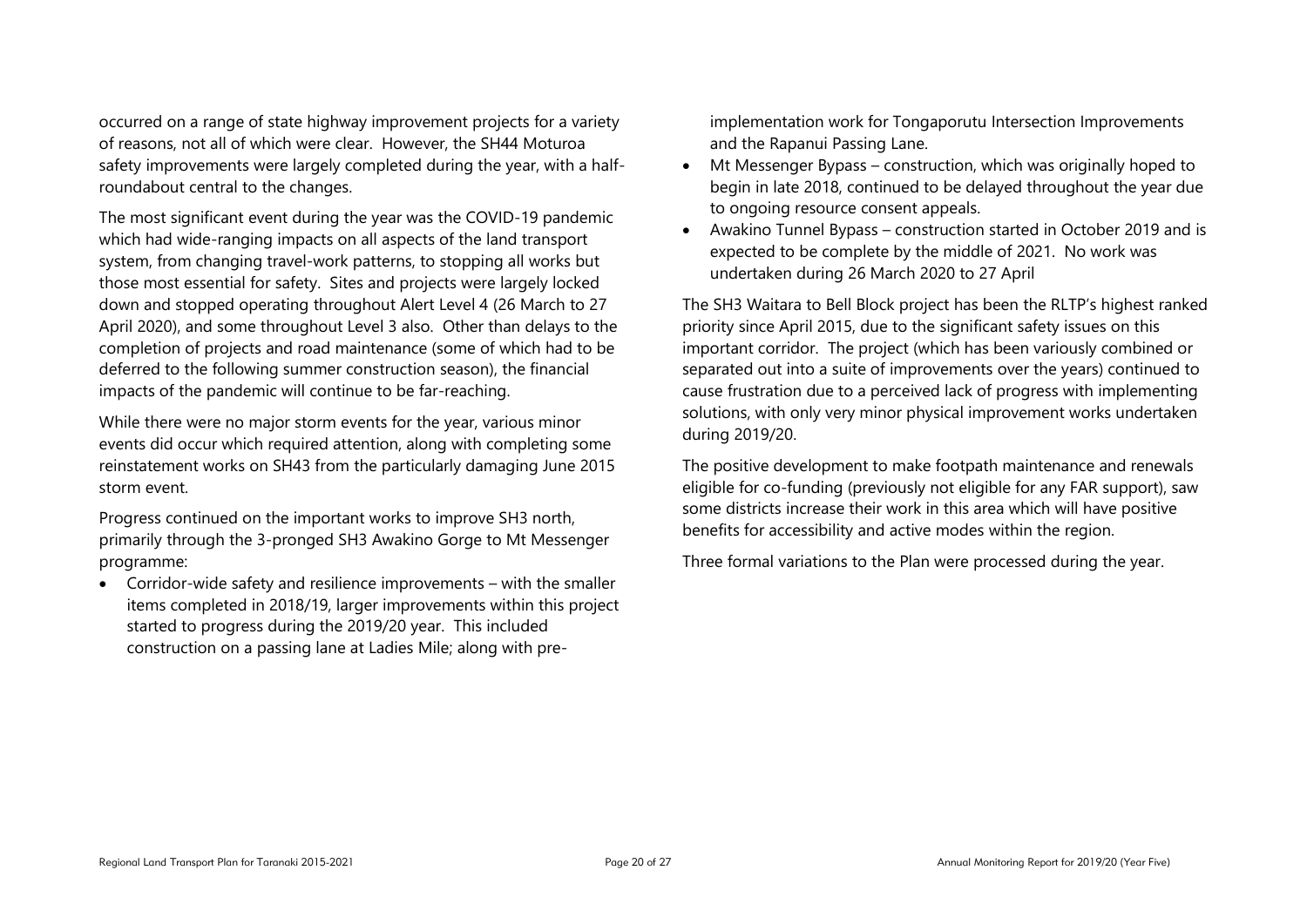occurred on a range of state highway improvement projects for a variety of reasons, not all of which were clear. However, the SH44 Moturoa safety improvements were largely completed during the year, with a half-roundabout central to the changes.

The most significant event during the year was the COVID-19 pandemic which had wide-ranging impacts on all aspects of the land transport system, from changing travel-work patterns, to stopping all works but those most essential for safety. Sites and projects were largely locked down and stopped operating throughout Alert Level 4 (26 March to 27 April 2020), and some throughout Level 3 also. Other than delays to the completion of projects and road maintenance (some of which had to be deferred to the following summer construction season), the financial impacts of the pandemic will continue to be far-reaching.

While there were no major storm events for the year, various minor events did occur which required attention, along with completing some reinstatement works on SH43 from the particularly damaging June 2015 storm event.

Progress continued on the important works to improve SH3 north, primarily through the 3-pronged SH3 Awakino Gorge to Mt Messenger programme:

- Corridor-wide safety and resilience improvements – with the smaller items completed in 2018/19, larger improvements within this project started to progress during the 2019/20 year. This included construction on a passing lane at Ladies Mile; along with pre-implementation work for Tongaporutu Intersection Improvements and the Rapanui Passing Lane.
- Mt Messenger Bypass – construction, which was originally hoped to begin in late 2018, continued to be delayed throughout the year due to ongoing resource consent appeals.
- Awakino Tunnel Bypass – construction started in October 2019 and is expected to be complete by the middle of 2021. No work was undertaken during 26 March 2020 to 27 April

The SH3 Waitara to Bell Block project has been the RLTP's highest ranked priority since April 2015, due to the significant safety issues on this important corridor. The project (which has been variously combined or separated out into a suite of improvements over the years) continued to cause frustration due to a perceived lack of progress with implementing solutions, with only very minor physical improvement works undertaken during 2019/20.

The positive development to make footpath maintenance and renewals eligible for co-funding (previously not eligible for any FAR support), saw some districts increase their work in this area which will have positive benefits for accessibility and active modes within the region.

Three formal variations to the Plan were processed during the year.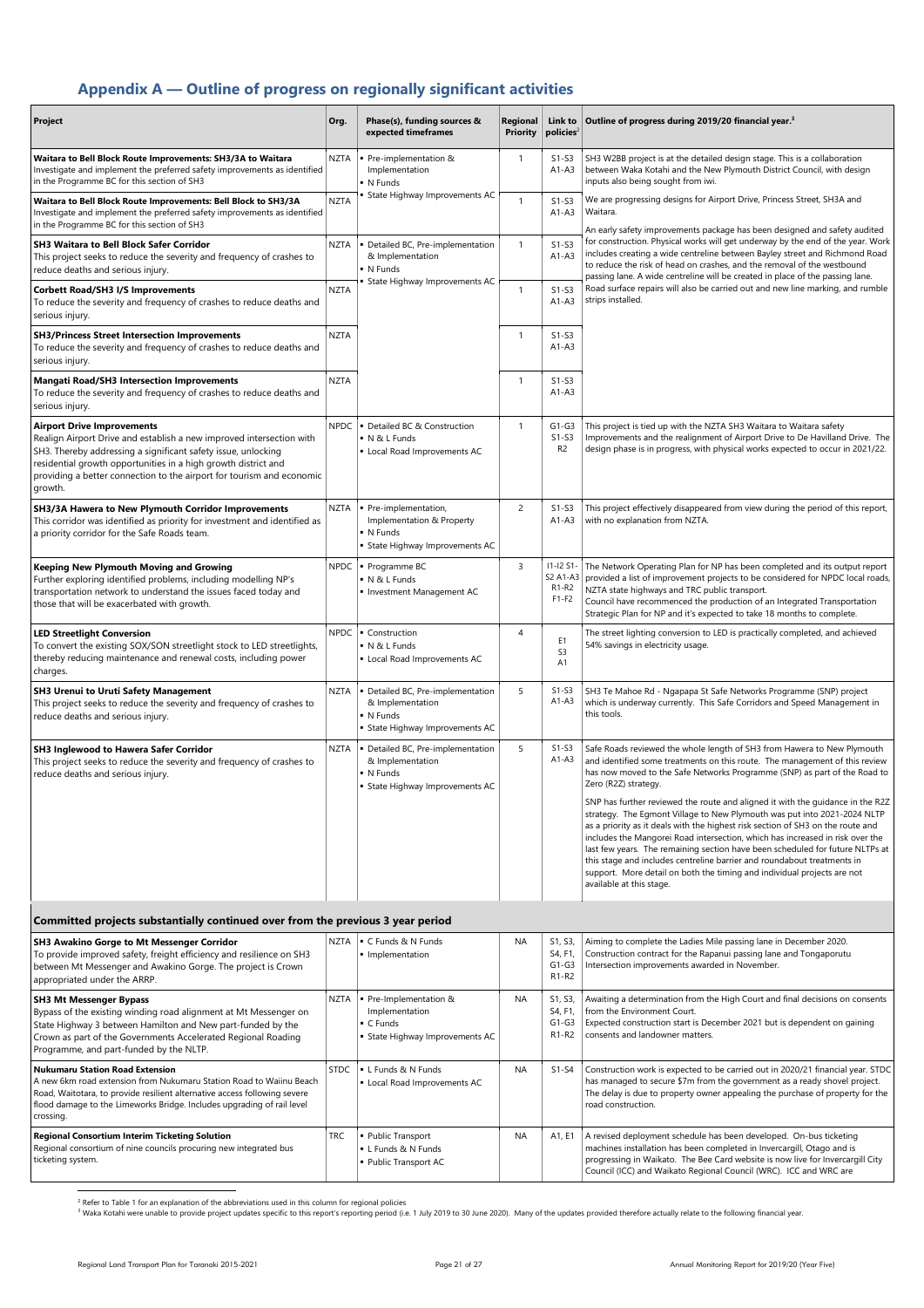# Appendix A — Outline of progress on regionally significant activities

| Project | Org. | Phase(s), funding sources & expected timeframes | Regional Priority | Link to policies[2] | Outline of progress during 2019/20 financial year.[3] |
|---|---|---|---|---|---|
| **Waitara to Bell Block Route Improvements: SH3/3A to Waitara** Investigate and implement the preferred safety improvements as identified in the Programme BC for this section of SH3 | NZTA | ▪ Pre-implementation & Implementation ▪ N Funds ▪ State Highway Improvements AC | 1 | S1-S3 A1-A3 | SH3 W2BB project is at the detailed design stage. This is a collaboration between Waka Kotahi and the New Plymouth District Council, with design inputs also being sought from iwi. We are progressing designs for Airport Drive, Princess Street, SH3A and Waitara. An early safety improvements package has been designed and safety audited for construction. Physical works will get underway by the end of the year. Work includes creating a wide centreline between Bayley street and Richmond Road to reduce the risk of head on crashes, and the removal of the westbound passing lane. A wide centreline will be created in place of the passing lane. Road surface repairs will also be carried out and new line marking, and rumble strips installed. |
| **Waitara to Bell Block Route Improvements: Bell Block to SH3/3A** Investigate and implement the preferred safety improvements as identified in the Programme BC for this section of SH3 | NZTA | | 1 | S1-S3 A1-A3 | |
| **SH3 Waitara to Bell Block Safer Corridor** This project seeks to reduce the severity and frequency of crashes to reduce deaths and serious injury. | NZTA | ▪ Detailed BC, Pre-implementation & Implementation ▪ N Funds ▪ State Highway Improvements AC | 1 | S1-S3 A1-A3 | |
| **Corbett Road/SH3 I/S Improvements** To reduce the severity and frequency of crashes to reduce deaths and serious injury. | NZTA | | 1 | S1-S3 A1-A3 | |
| **SH3/Princess Street Intersection Improvements** To reduce the severity and frequency of crashes to reduce deaths and serious injury. | NZTA | | 1 | S1-S3 A1-A3 | |
| **Mangati Road/SH3 Intersection Improvements** To reduce the severity and frequency of crashes to reduce deaths and serious injury. | NZTA | | 1 | S1-S3 A1-A3 | |
| **Airport Drive Improvements** Realign Airport Drive and establish a new improved intersection with SH3. Thereby addressing a significant safety issue, unlocking residential growth opportunities in a high growth district and providing a better connection to the airport for tourism and economic growth. | NPDC | ▪ Detailed BC & Construction ▪ N & L Funds ▪ Local Road Improvements AC | 1 | G1-G3 S1-S3 R2 | This project is tied up with the NZTA SH3 Waitara to Waitara safety Improvements and the realignment of Airport Drive to De Havilland Drive. The design phase is in progress, with physical works expected to occur in 2021/22. |
| **SH3/3A Hawera to New Plymouth Corridor Improvements** This corridor was identified as priority for investment and identified as a priority corridor for the Safe Roads team. | NZTA | ▪ Pre-implementation, Implementation & Property ▪ N Funds ▪ State Highway Improvements AC | 2 | S1-S3 A1-A3 | This project effectively disappeared from view during the period of this report, with no explanation from NZTA. |
| **Keeping New Plymouth Moving and Growing** Further exploring identified problems, including modelling NP's transportation network to understand the issues faced today and those that will be exacerbated with growth. | NPDC | ▪ Programme BC ▪ N & L Funds ▪ Investment Management AC | 3 | I1-I2 S1-S2 A1-A3 R1-R2 F1-F2 | The Network Operating Plan for NP has been completed and its output report provided a list of improvement projects to be considered for NPDC local roads, NZTA state highways and TRC public transport. Council have recommenced the production of an Integrated Transportation Strategic Plan for NP and it's expected to take 18 months to complete. |
| **LED Streetlight Conversion** To convert the existing SOX/SON streetlight stock to LED streetlights, thereby reducing maintenance and renewal costs, including power charges. | NPDC | ▪ Construction ▪ N & L Funds ▪ Local Road Improvements AC | 4 | E1 S3 A1 | The street lighting conversion to LED is practically completed, and achieved 54% savings in electricity usage. |
| **SH3 Urenui to Uruti Safety Management** This project seeks to reduce the severity and frequency of crashes to reduce deaths and serious injury. | NZTA | ▪ Detailed BC, Pre-implementation & Implementation ▪ N Funds ▪ State Highway Improvements AC | 5 | S1-S3 A1-A3 | SH3 Te Mahoe Rd - Ngapapa St Safe Networks Programme (SNP) project which is underway currently. This Safe Corridors and Speed Management in this tools. |
| **SH3 Inglewood to Hawera Safer Corridor** This project seeks to reduce the severity and frequency of crashes to reduce deaths and serious injury. | NZTA | ▪ Detailed BC, Pre-implementation & Implementation ▪ N Funds ▪ State Highway Improvements AC | 5 | S1-S3 A1-A3 | Safe Roads reviewed the whole length of SH3 from Hawera to New Plymouth and identified some treatments on this route. The management of this review has now moved to the Safe Networks Programme (SNP) as part of the Road to Zero (R2Z) strategy. SNP has further reviewed the route and aligned it with the guidance in the R2Z strategy. The Egmont Village to New Plymouth was put into 2021-2024 NLTP as a priority as it deals with the highest risk section of SH3 on the route and includes the Mangorei Road intersection, which has increased in risk over the last few years. The remaining section have been scheduled for future NLTPs at this stage and includes centreline barrier and roundabout treatments in support. More detail on both the timing and individual projects are not available at this stage. |
| **Committed projects substantially continued over from the previous 3 year period** | | | | | |
| **SH3 Awakino Gorge to Mt Messenger Corridor** To provide improved safety, freight efficiency and resilience on SH3 between Mt Messenger and Awakino Gorge. The project is Crown appropriated under the ARRP. | NZTA | ▪ C Funds & N Funds ▪ Implementation | NA | S1, S3, S4, F1, G1-G3 R1-R2 | Aiming to complete the Ladies Mile passing lane in December 2020. Construction contract for the Rapanui passing lane and Tongaporutu Intersection improvements awarded in November. |
| **SH3 Mt Messenger Bypass** Bypass of the existing winding road alignment at Mt Messenger on State Highway 3 between Hamilton and New part-funded by the Crown as part of the Governments Accelerated Regional Roading Programme, and part-funded by the NLTP. | NZTA | ▪ Pre-Implementation & Implementation ▪ C Funds ▪ State Highway Improvements AC | NA | S1, S3, S4, F1, G1-G3 R1-R2 | Awaiting a determination from the High Court and final decisions on consents from the Environment Court. Expected construction start is December 2021 but is dependent on gaining consents and landowner matters. |
| **Nukumaru Station Road Extension** A new 6km road extension from Nukumaru Station Road to Waiinu Beach Road, Waitotara, to provide resilient alternative access following severe flood damage to the Limeworks Bridge. Includes upgrading of rail level crossing. | STDC | ▪ L Funds & N Funds ▪ Local Road Improvements AC | NA | S1-S4 | Construction work is expected to be carried out in 2020/21 financial year. STDC has managed to secure $7m from the government as a ready shovel project. The delay is due to property owner appealing the purchase of property for the road construction. |
| **Regional Consortium Interim Ticketing Solution** Regional consortium of nine councils procuring new integrated bus ticketing system. | TRC | ▪ Public Transport ▪ L Funds & N Funds ▪ Public Transport AC | NA | A1, E1 | A revised deployment schedule has been developed. On-bus ticketing machines installation has been completed in Invercargill, Otago and is progressing in Waikato. The Bee Card website is now live for Invercargill City Council (ICC) and Waikato Regional Council (WRC). ICC and WRC are |

[2] Refer to Table 1 for an explanation of the abbreviations used in this column for regional policies

[3] Waka Kotahi were unable to provide project updates specific to this report's reporting period (i.e. 1 July 2019 to 30 June 2020). Many of the updates provided therefore actually relate to the following financial year.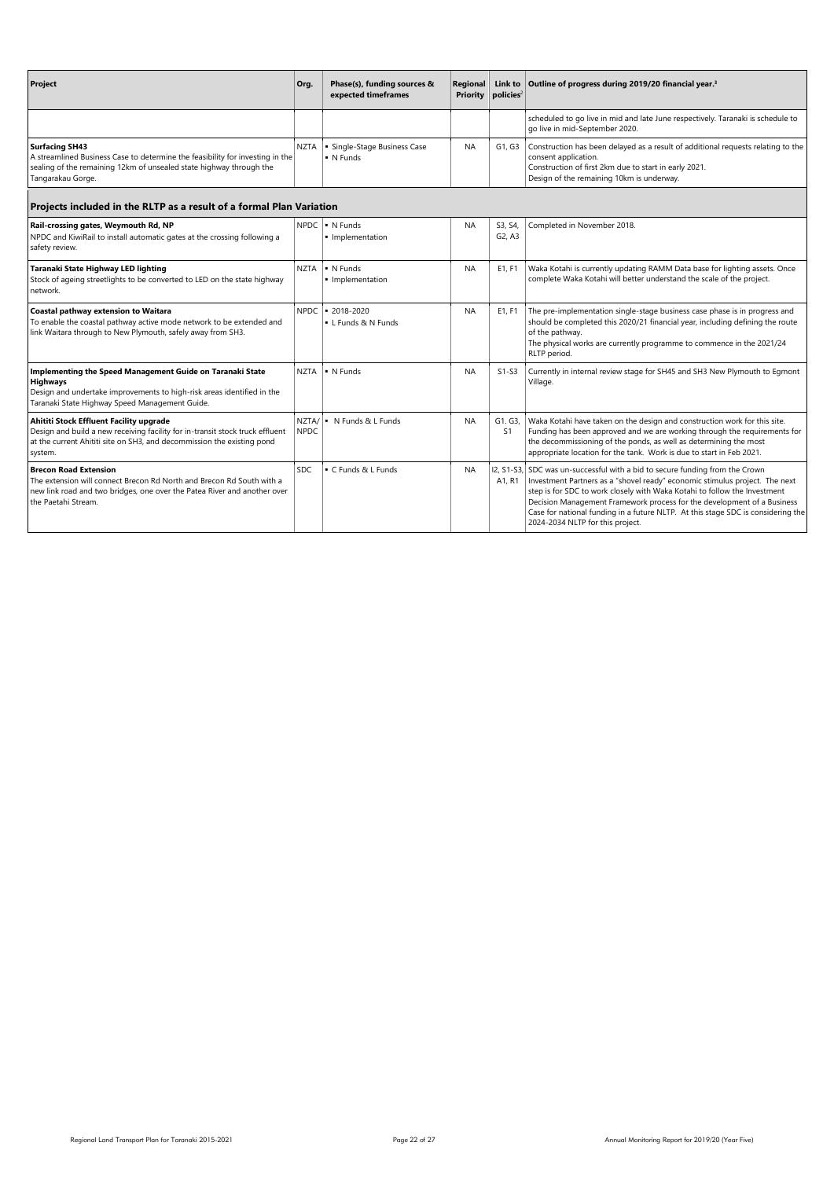| Project | Org. | Phase(s), funding sources & expected timeframes | Regional Priority | Link to policies[2] | Outline of progress during 2019/20 financial year.[3] |
|---|---|---|---|---|---|
| | | | | | scheduled to go live in mid and late June respectively. Taranaki is schedule to go live in mid-September 2020. |
| **Surfacing SH43**<br>A streamlined Business Case to determine the feasibility for investing in the sealing of the remaining 12km of unsealed state highway through the Tangarakau Gorge. | NZTA | ▪ Single-Stage Business Case<br>▪ N Funds | NA | G1, G3 | Construction has been delayed as a result of additional requests relating to the consent application.<br>Construction of first 2km due to start in early 2021.<br>Design of the remaining 10km is underway. |
| **Projects included in the RLTP as a result of a formal Plan Variation** | | | | | |
| **Rail-crossing gates, Weymouth Rd, NP**<br>NPDC and KiwiRail to install automatic gates at the crossing following a safety review. | NPDC | ▪ N Funds<br>▪ Implementation | NA | S3, S4, G2, A3 | Completed in November 2018. |
| **Taranaki State Highway LED lighting**<br>Stock of ageing streetlights to be converted to LED on the state highway network. | NZTA | ▪ N Funds<br>▪ Implementation | NA | E1, F1 | Waka Kotahi is currently updating RAMM Data base for lighting assets. Once complete Waka Kotahi will better understand the scale of the project. |
| **Coastal pathway extension to Waitara**<br>To enable the coastal pathway active mode network to be extended and link Waitara through to New Plymouth, safely away from SH3. | NPDC | ▪ 2018-2020<br>▪ L Funds & N Funds | NA | E1, F1 | The pre-implementation single-stage business case phase is in progress and should be completed this 2020/21 financial year, including defining the route of the pathway.<br>The physical works are currently programme to commence in the 2021/24 RLTP period. |
| **Implementing the Speed Management Guide on Taranaki State Highways**<br>Design and undertake improvements to high-risk areas identified in the Taranaki State Highway Speed Management Guide. | NZTA | ▪ N Funds | NA | S1-S3 | Currently in internal review stage for SH45 and SH3 New Plymouth to Egmont Village. |
| **Ahititi Stock Effluent Facility upgrade**<br>Design and build a new receiving facility for in-transit stock truck effluent at the current Ahititi site on SH3, and decommission the existing pond system. | NZTA/ NPDC | ▪ N Funds & L Funds | NA | G1. G3, S1 | Waka Kotahi have taken on the design and construction work for this site. Funding has been approved and we are working through the requirements for the decommissioning of the ponds, as well as determining the most appropriate location for the tank. Work is due to start in Feb 2021. |
| **Brecon Road Extension**<br>The extension will connect Brecon Rd North and Brecon Rd South with a new link road and two bridges, one over the Patea River and another over the Paetahi Stream. | SDC | ▪ C Funds & L Funds | NA | I2, S1-S3, A1, R1 | SDC was un-successful with a bid to secure funding from the Crown Investment Partners as a "shovel ready" economic stimulus project. The next step is for SDC to work closely with Waka Kotahi to follow the Investment Decision Management Framework process for the development of a Business Case for national funding in a future NLTP. At this stage SDC is considering the 2024-2034 NLTP for this project. |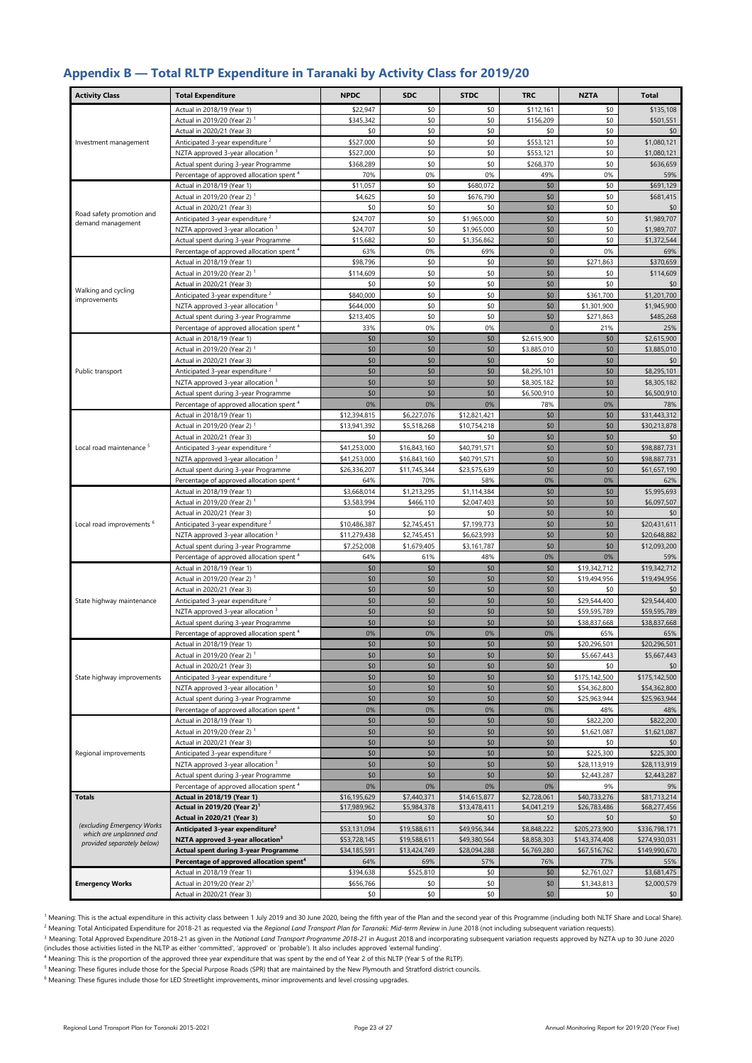## Appendix B — Total RLTP Expenditure in Taranaki by Activity Class for 2019/20

| Activity Class | Total Expenditure | NPDC | SDC | STDC | TRC | NZTA | Total |
|---|---|---|---|---|---|---|---|
| Investment management | Actual in 2018/19 (Year 1) | $22,947 | $0 | $0 | $112,161 | $0 | $135,108 |
| | Actual in 2019/20 (Year 2) [1] | $345,342 | $0 | $0 | $156,209 | $0 | $501,551 |
| | Actual in 2020/21 (Year 3) | $0 | $0 | $0 | $0 | $0 | $0 |
| | Anticipated 3-year expenditure [2] | $527,000 | $0 | $0 | $553,121 | $0 | $1,080,121 |
| | NZTA approved 3-year allocation [3] | $527,000 | $0 | $0 | $553,121 | $0 | $1,080,121 |
| | Actual spent during 3-year Programme | $368,289 | $0 | $0 | $268,370 | $0 | $636,659 |
| | Percentage of approved allocation spent [4] | 70% | 0% | 0% | 49% | 0% | 59% |
| Road safety promotion and demand management | Actual in 2018/19 (Year 1) | $11,057 | $0 | $680,072 | $0 | $0 | $691,129 |
| | Actual in 2019/20 (Year 2) [1] | $4,625 | $0 | $676,790 | $0 | $0 | $681,415 |
| | Actual in 2020/21 (Year 3) | $0 | $0 | $0 | $0 | $0 | $0 |
| | Anticipated 3-year expenditure [2] | $24,707 | $0 | $1,965,000 | $0 | $0 | $1,989,707 |
| | NZTA approved 3-year allocation [3] | $24,707 | $0 | $1,965,000 | $0 | $0 | $1,989,707 |
| | Actual spent during 3-year Programme | $15,682 | $0 | $1,356,862 | $0 | $0 | $1,372,544 |
| | Percentage of approved allocation spent [4] | 63% | 0% | 69% | 0 | 0% | 69% |
| Walking and cycling improvements | Actual in 2018/19 (Year 1) | $98,796 | $0 | $0 | $0 | $271,863 | $370,659 |
| | Actual in 2019/20 (Year 2) [1] | $114,609 | $0 | $0 | $0 | $0 | $114,609 |
| | Actual in 2020/21 (Year 3) | $0 | $0 | $0 | $0 | $0 | $0 |
| | Anticipated 3-year expenditure [2] | $840,000 | $0 | $0 | $0 | $361,700 | $1,201,700 |
| | NZTA approved 3-year allocation [3] | $644,000 | $0 | $0 | $0 | $1,301,900 | $1,945,900 |
| | Actual spent during 3-year Programme | $213,405 | $0 | $0 | $0 | $271,863 | $485,268 |
| | Percentage of approved allocation spent [4] | 33% | 0% | 0% | 0 | 21% | 25% |
| Public transport | Actual in 2018/19 (Year 1) | $0 | $0 | $0 | $2,615,900 | $0 | $2,615,900 |
| | Actual in 2019/20 (Year 2) [1] | $0 | $0 | $0 | $3,885,010 | $0 | $3,885,010 |
| | Actual in 2020/21 (Year 3) | $0 | $0 | $0 | $0 | $0 | $0 |
| | Anticipated 3-year expenditure [2] | $0 | $0 | $0 | $8,295,101 | $0 | $8,295,101 |
| | NZTA approved 3-year allocation [3] | $0 | $0 | $0 | $8,305,182 | $0 | $8,305,182 |
| | Actual spent during 3-year Programme | $0 | $0 | $0 | $6,500,910 | $0 | $6,500,910 |
| | Percentage of approved allocation spent [4] | 0% | 0% | 0% | 78% | 0% | 78% |
| Local road maintenance [5] | Actual in 2018/19 (Year 1) | $12,394,815 | $6,227,076 | $12,821,421 | $0 | $0 | $31,443,312 |
| | Actual in 2019/20 (Year 2) [1] | $13,941,392 | $5,518,268 | $10,754,218 | $0 | $0 | $30,213,878 |
| | Actual in 2020/21 (Year 3) | $0 | $0 | $0 | $0 | $0 | $0 |
| | Anticipated 3-year expenditure [2] | $41,253,000 | $16,843,160 | $40,791,571 | $0 | $0 | $98,887,731 |
| | NZTA approved 3-year allocation [3] | $41,253,000 | $16,843,160 | $40,791,571 | $0 | $0 | $98,887,731 |
| | Actual spent during 3-year Programme | $26,336,207 | $11,745,344 | $23,575,639 | $0 | $0 | $61,657,190 |
| | Percentage of approved allocation spent [4] | 64% | 70% | 58% | 0% | 0% | 62% |
| Local road improvements [6] | Actual in 2018/19 (Year 1) | $3,668,014 | $1,213,295 | $1,114,384 | $0 | $0 | $5,995,693 |
| | Actual in 2019/20 (Year 2) [1] | $3,583,994 | $466,110 | $2,047,403 | $0 | $0 | $6,097,507 |
| | Actual in 2020/21 (Year 3) | $0 | $0 | $0 | $0 | $0 | $0 |
| | Anticipated 3-year expenditure [2] | $10,486,387 | $2,745,451 | $7,199,773 | $0 | $0 | $20,431,611 |
| | NZTA approved 3-year allocation [3] | $11,279,438 | $2,745,451 | $6,623,993 | $0 | $0 | $20,648,882 |
| | Actual spent during 3-year Programme | $7,252,008 | $1,679,405 | $3,161,787 | $0 | $0 | $12,093,200 |
| | Percentage of approved allocation spent [4] | 64% | 61% | 48% | 0% | 0% | 59% |
| State highway maintenance | Actual in 2018/19 (Year 1) | $0 | $0 | $0 | $0 | $19,342,712 | $19,342,712 |
| | Actual in 2019/20 (Year 2) [1] | $0 | $0 | $0 | $0 | $19,494,956 | $19,494,956 |
| | Actual in 2020/21 (Year 3) | $0 | $0 | $0 | $0 | $0 | $0 |
| | Anticipated 3-year expenditure [2] | $0 | $0 | $0 | $0 | $29,544,400 | $29,544,400 |
| | NZTA approved 3-year allocation [3] | $0 | $0 | $0 | $0 | $59,595,789 | $59,595,789 |
| | Actual spent during 3-year Programme | $0 | $0 | $0 | $0 | $38,837,668 | $38,837,668 |
| | Percentage of approved allocation spent [4] | 0% | 0% | 0% | 0% | 65% | 65% |
| State highway improvements | Actual in 2018/19 (Year 1) | $0 | $0 | $0 | $0 | $20,296,501 | $20,296,501 |
| | Actual in 2019/20 (Year 2) [1] | $0 | $0 | $0 | $0 | $5,667,443 | $5,667,443 |
| | Actual in 2020/21 (Year 3) | $0 | $0 | $0 | $0 | $0 | $0 |
| | Anticipated 3-year expenditure [2] | $0 | $0 | $0 | $0 | $175,142,500 | $175,142,500 |
| | NZTA approved 3-year allocation [3] | $0 | $0 | $0 | $0 | $54,362,800 | $54,362,800 |
| | Actual spent during 3-year Programme | $0 | $0 | $0 | $0 | $25,963,944 | $25,963,944 |
| | Percentage of approved allocation spent [4] | 0% | 0% | 0% | 0% | 48% | 48% |
| Regional improvements | Actual in 2018/19 (Year 1) | $0 | $0 | $0 | $0 | $822,200 | $822,200 |
| | Actual in 2019/20 (Year 2) [1] | $0 | $0 | $0 | $0 | $1,621,087 | $1,621,087 |
| | Actual in 2020/21 (Year 3) | $0 | $0 | $0 | $0 | $0 | $0 |
| | Anticipated 3-year expenditure [2] | $0 | $0 | $0 | $0 | $225,300 | $225,300 |
| | NZTA approved 3-year allocation [3] | $0 | $0 | $0 | $0 | $28,113,919 | $28,113,919 |
| | Actual spent during 3-year Programme | $0 | $0 | $0 | $0 | $2,443,287 | $2,443,287 |
| | Percentage of approved allocation spent [4] | 0% | 0% | 0% | 0% | 9% | 9% |
| **Totals** | **Actual in 2018/19 (Year 1)** | $16,195,629 | $7,440,371 | $14,615,877 | $2,728,061 | $40,733,276 | $81,713,214 |
| | **Actual in 2019/20 (Year 2)[1]** | $17,989,962 | $5,984,378 | $13,478,411 | $4,041,219 | $26,783,486 | $68,277,456 |
| | **Actual in 2020/21 (Year 3)** | $0 | $0 | $0 | $0 | $0 | $0 |
| *(excluding Emergency Works which are unplanned and provided separately below)* | **Anticipated 3-year expenditure[2]** | $53,131,094 | $19,588,611 | $49,956,344 | $8,848,222 | $205,273,900 | $336,798,171 |
| | **NZTA approved 3-year allocation[3]** | $53,728,145 | $19,588,611 | $49,380,564 | $8,858,303 | $143,374,408 | $274,930,031 |
| | **Actual spent during 3-year Programme** | $34,185,591 | $13,424,749 | $28,094,288 | $6,769,280 | $67,516,762 | $149,990,670 |
| | **Percentage of approved allocation spent[4]** | 64% | 69% | 57% | 76% | 77% | 55% |
| **Emergency Works** | Actual in 2018/19 (Year 1) | $394,638 | $525,810 | $0 | $0 | $2,761,027 | $3,681,475 |
| | Actual in 2019/20 (Year 2)[1] | $656,766 | $0 | $0 | $0 | $1,343,813 | $2,000,579 |
| | Actual in 2020/21 (Year 3) | $0 | $0 | $0 | $0 | $0 | $0 |

[1] Meaning: This is the actual expenditure in this activity class between 1 July 2019 and 30 June 2020, being the fifth year of the Plan and the second year of this Programme (including both NLTF Share and Local Share).

[2] Meaning: Total Anticipated Expenditure for 2018-21 as requested via the *Regional Land Transport Plan for Taranaki: Mid-term Review* in June 2018 (not including subsequent variation requests).

[3] Meaning: Total Approved Expenditure 2018-21 as given in the *National Land Transport Programme 2018-21* in August 2018 and incorporating subsequent variation requests approved by NZTA up to 30 June 2020 (includes those activities listed in the NLTP as either 'committed', 'approved' or 'probable'). It also includes approved 'external funding'.

[4] Meaning: This is the proportion of the approved three year expenditure that was spent by the end of Year 2 of this NLTP (Year 5 of the RLTP).

[5] Meaning: These figures include those for the Special Purpose Roads (SPR) that are maintained by the New Plymouth and Stratford district councils.

[6] Meaning: These figures include those for LED Streetlight improvements, minor improvements and level crossing upgrades.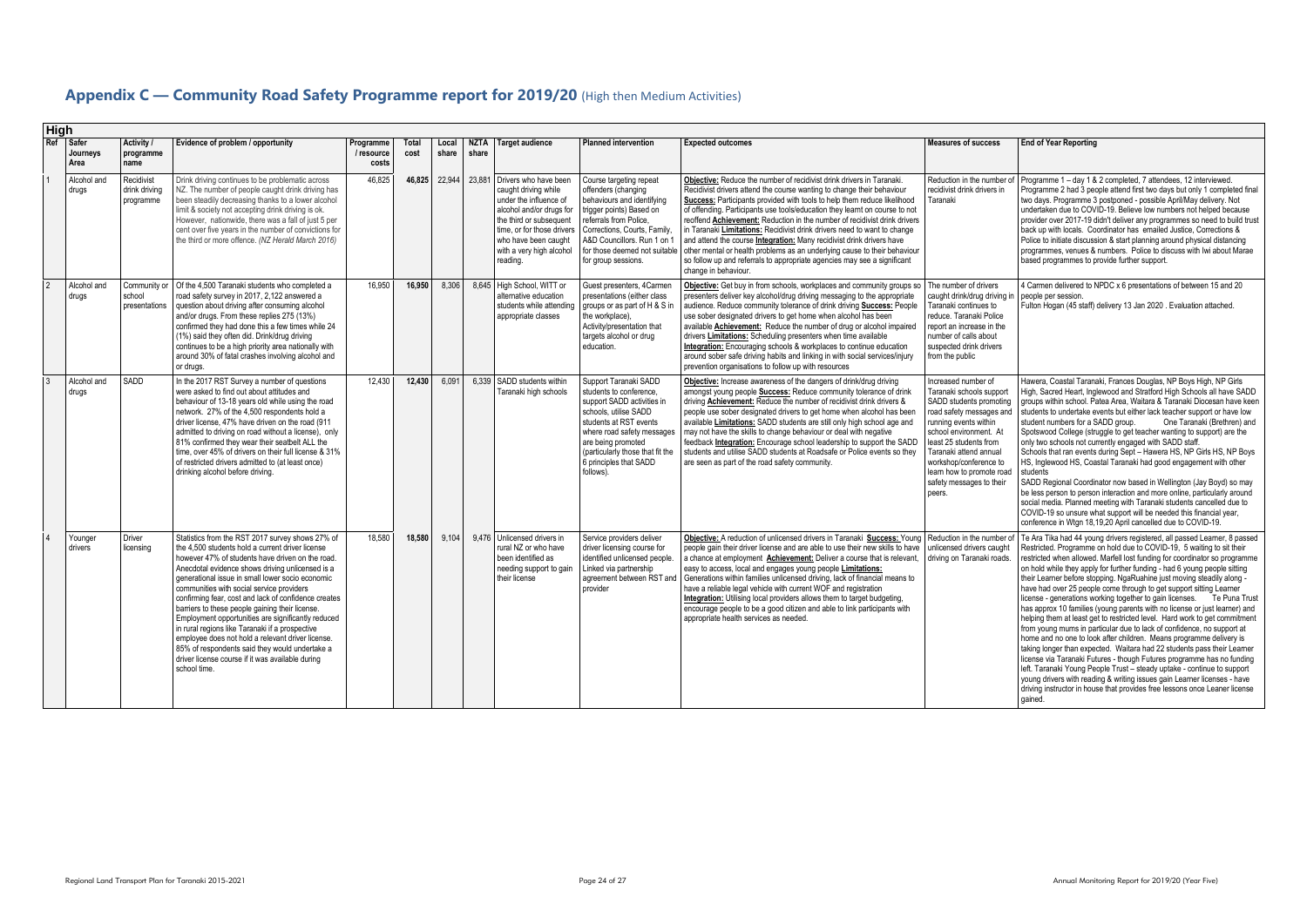# Appendix C — Community Road Safety Programme report for 2019/20 (High then Medium Activities)

| High | | | | | | | | | | | | | |
|---|---|---|---|---|---|---|---|---|---|---|---|---|---|
| Ref | Safer Journeys Area | Activity / programme name | Evidence of problem / opportunity | Programme / resource costs | Total cost | Local share | NZTA share | Target audience | Planned intervention | Expected outcomes | Measures of success | End of Year Reporting |
| 1 | Alcohol and drugs | Recidivist drink driving programme | Drink driving continues to be problematic across NZ. The number of people caught drink driving has been steadily decreasing thanks to a lower alcohol limit & society not accepting drink driving is ok. However, nationwide, there was a fall of just 5 per cent over five years in the number of convictions for the third or more offence. *(NZ Herald March 2016)* | 46,825 | **46,825** | 22,944 | 23,881 | Drivers who have been caught driving while under the influence of alcohol and/or drugs for the third or subsequent time, or for those drivers who have been caught with a very high alcohol reading. | Course targeting repeat offenders (changing behaviours and identifying trigger points) Based on referrals from Police, Corrections, Courts, Family, A&D Councillors. Run 1 on 1 for those deemed not suitable for group sessions. | **Objective:** Reduce the number of recidivist drink drivers in Taranaki. Recidivist drivers attend the course wanting to change their behaviour **Success:** Participants provided with tools to help them reduce likelihood of offending. Participants use tools/education they learnt on course to not reoffend **Achievement:** Reduction in the number of recidivist drink drivers in Taranaki **Limitations:** Recidivist drink drivers need to want to change and attend the course **Integration:** Many recidivist drink drivers have other mental or health problems as an underlying cause to their behaviour so follow up and referrals to appropriate agencies may see a significant change in behaviour. | Reduction in the number of recidivist drink drivers in Taranaki | Programme 1 – day 1 & 2 completed, 7 attendees, 12 interviewed. Programme 2 had 3 people attend first two days but only 1 completed final two days. Programme 3 postponed - possible April/May delivery. Not undertaken due to COVID-19. Believe low numbers not helped because provider over 2017-19 didn't deliver any programmes so need to build trust back up with locals. Coordinator has emailed Justice, Corrections & Police to initiate discussion & start planning around physical distancing programmes, venues & numbers. Police to discuss with Iwi about Marae based programmes to provide further support. |
| 2 | Alcohol and drugs | Community or school presentations | Of the 4,500 Taranaki students who completed a road safety survey in 2017, 2,122 answered a question about driving after consuming alcohol and/or drugs. From these replies 275 (13%) confirmed they had done this a few times while 24 (1%) said they often did. Drink/drug driving continues to be a high priority area nationally with around 30% of fatal crashes involving alcohol and or drugs. | 16,950 | **16,950** | 8,306 | 8,645 | High School, WITT or alternative education students while attending appropriate classes | Guest presenters, 4Carmen presentations (either class groups or as part of H & S in the workplace), Activity/presentation that targets alcohol or drug education. | **Objective:** Get buy in from schools, workplaces and community groups so presenters deliver key alcohol/drug driving messaging to the appropriate audience. Reduce community tolerance of drink driving **Success:** People use sober designated drivers to get home when alcohol has been available **Achievement:** Reduce the number of drug or alcohol impaired drivers **Limitations:** Scheduling presenters when time available **Integration:** Encouraging schools & workplaces to continue education around sober safe driving habits and linking in with social services/injury prevention organisations to follow up with resources | The number of drivers caught drink/drug driving in Taranaki continues to reduce. Taranaki Police report an increase in the number of calls about suspected drink drivers from the public | 4 Carmen delivered to NPDC x 6 presentations of between 15 and 20 people per session. Fulton Hogan (45 staff) delivery 13 Jan 2020 . Evaluation attached. |
| 3 | Alcohol and drugs | SADD | In the 2017 RST Survey a number of questions were asked to find out about attitudes and behaviour of 13-18 years old while using the road network. 27% of the 4,500 respondents hold a driver license, 47% have driven on the road (911 admitted to driving on road without a license), only 81% confirmed they wear their seatbelt ALL the time, over 45% of drivers on their full license & 31% of restricted drivers admitted to (at least once) drinking alcohol before driving. | 12,430 | **12,430** | 6,091 | 6,339 | SADD students within Taranaki high schools | Support Taranaki SADD students to conference, support SADD activities in schools, utilise SADD students at RST events where road safety messages are being promoted (particularly those that fit the 6 principles that SADD follows). | **Objective:** Increase awareness of the dangers of drink/drug driving amongst young people **Success:** Reduce community tolerance of drink driving **Achievement:** Reduce the number of recidivist drink drivers & people use sober designated drivers to get home when alcohol has been available **Limitations:** SADD students are still only high school age and may not have the skills to change behaviour or deal with negative feedback **Integration:** Encourage school leadership to support the SADD students and utilise SADD students at Roadsafe or Police events so they are seen as part of the road safety community. | Increased number of Taranaki schools support SADD students promoting road safety messages and running events within school environment. At least 25 students from Taranaki attend annual workshop/conference to learn how to promote road safety messages to their peers. | Hawera, Coastal Taranaki, Frances Douglas, NP Boys High, NP Girls High, Sacred Heart, Inglewood and Stratford High Schools all have SADD groups within school. Patea Area, Waitara & Taranaki Diocesan have keen students to undertake events but either lack teacher support or have low student numbers for a SADD group. One Taranaki (Brethren) and Spotswood College (struggle to get teacher wanting to support) are the only two schools not currently engaged with SADD staff. Schools that ran events during Sept – Hawera HS, NP Girls HS, NP Boys HS, Inglewood HS, Coastal Taranaki had good engagement with other students SADD Regional Coordinator now based in Wellington (Jay Boyd) so may be less person to person interaction and more online, particularly around social media. Planned meeting with Taranaki students cancelled due to COVID-19 so unsure what support will be needed this financial year, conference in Wtgn 18,19,20 April cancelled due to COVID-19. |
| 4 | Younger drivers | Driver licensing | Statistics from the RST 2017 survey shows 27% of the 4,500 students hold a current driver license however 47% of students have driven on the road. Anecdotal evidence shows driving unlicensed is a generational issue in small lower socio economic communities with social service providers confirming fear, cost and lack of confidence creates barriers to these people gaining their license. Employment opportunities are significantly reduced in rural regions like Taranaki if a prospective employee does not hold a relevant driver license. 85% of respondents said they would undertake a driver license course if it was available during school time. | 18,580 | **18,580** | 9,104 | 9,476 | Unlicensed drivers in rural NZ or who have been identified as needing support to gain their license | Service providers deliver driver licensing course for identified unlicensed people. Linked via partnership agreement between RST and provider | **Objective:** A reduction of unlicensed drivers in Taranaki **Success:** Young people gain their driver license and are able to use their new skills to have a chance at employment **Achievement:** Deliver a course that is relevant, easy to access, local and engages young people **Limitations:** Generations within families unlicensed driving, lack of financial means to have a reliable legal vehicle with current WOF and registration **Integration:** Utilising local providers allows them to target budgeting, encourage people to be a good citizen and able to link participants with appropriate health services as needed. | Reduction in the number of unlicensed drivers caught driving on Taranaki roads. | Te Ara Tika had 44 young drivers registered, all passed Learner, 8 passed Restricted. Programme on hold due to COVID-19, 5 waiting to sit their restricted when allowed. Marfell lost funding for coordinator so programme on hold while they apply for further funding - had 6 young people sitting their Learner before stopping. NgaRuahine just moving steadily along - have had over 25 people come through to get support sitting Learner license - generations working together to gain licenses. Te Puna Trust has approx 10 families (young parents with no license or just learner) and helping them at least get to restricted level. Hard work to get commitment from young mums in particular due to lack of confidence, no support at home and no one to look after children. Means programme delivery is taking longer than expected. Waitara had 22 students pass their Learner license via Taranaki Futures - though Futures programme has no funding left. Taranaki Young People Trust – steady uptake - continue to support young drivers with reading & writing issues gain Learner licenses - have driving instructor in house that provides free lessons once Leaner license gained. |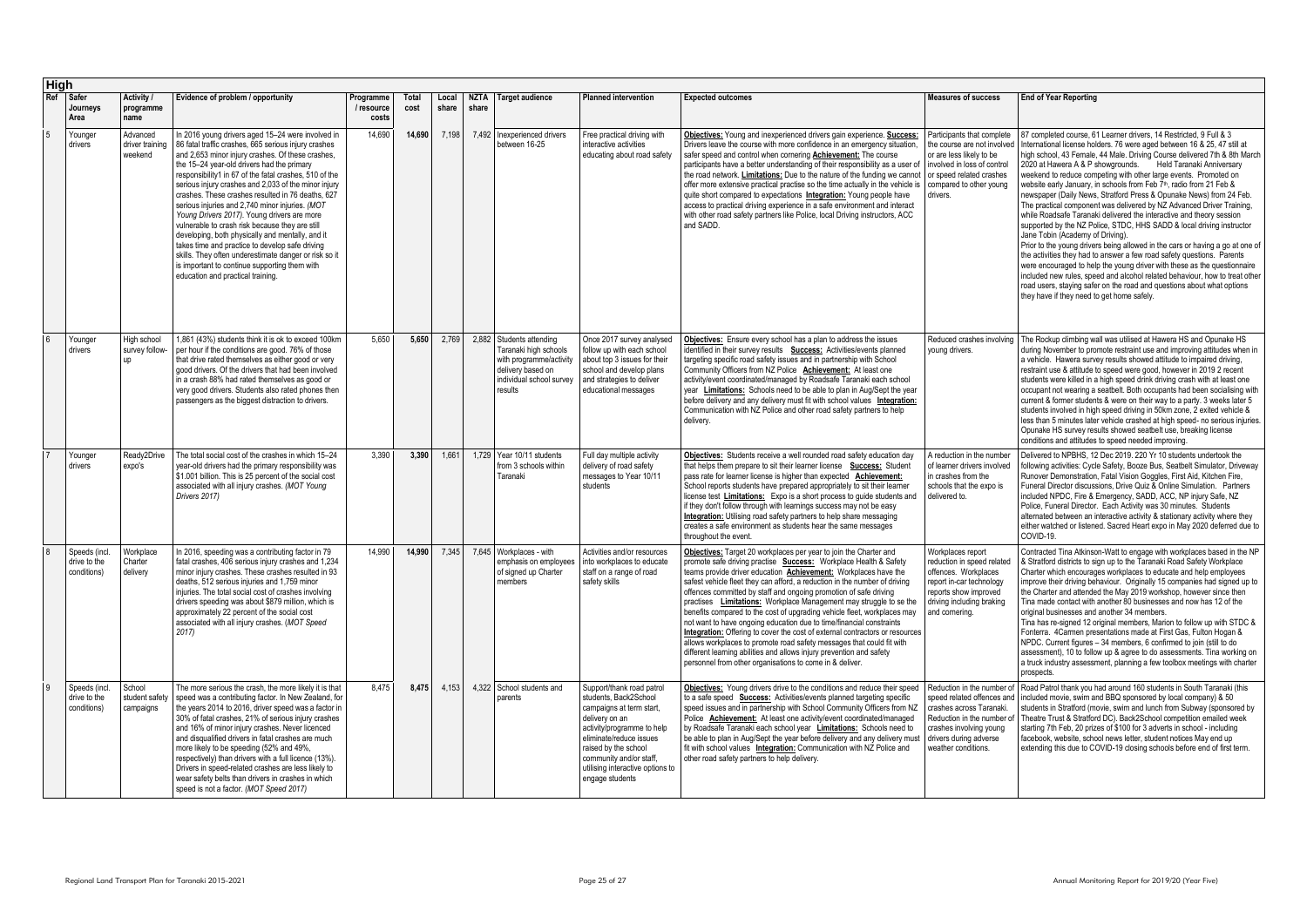**High**

| Ref | Safer Journeys Area | Activity / programme name | Evidence of problem / opportunity | Programme / resource costs | Total cost | Local share | NZTA share | Target audience | Planned intervention | Expected outcomes | Measures of success | End of Year Reporting |
|---|---|---|---|---|---|---|---|---|---|---|---|---|
| 5 | Younger drivers | Advanced driver training weekend | In 2016 young drivers aged 15–24 were involved in 86 fatal traffic crashes, 665 serious injury crashes and 2,653 minor injury crashes. Of these crashes, the 15–24 year-old drivers had the primary responsibility1 in 67 of the fatal crashes, 510 of the serious injury crashes and 2,033 of the minor injury crashes. These crashes resulted in 76 deaths, 627 serious injuries and 2,740 minor injuries. *(MOT Young Drivers 2017).* Young drivers are more vulnerable to crash risk because they are still developing, both physically and mentally, and it takes time and practice to develop safe driving skills. They often underestimate danger or risk so it is important to continue supporting them with education and practical training. | 14,690 | **14,690** | 7,198 | 7,492 | Inexperienced drivers between 16-25 | Free practical driving with interactive activities educating about road safety | **Objectives:** Young and inexperienced drivers gain experience. **Success:** Drivers leave the course with more confidence in an emergency situation, safer speed and control when cornering **Achievement:** The course participants have a better understanding of their responsibility as a user of the road network. **Limitations:** Due to the nature of the funding we cannot offer more extensive practical practise so the time actually in the vehicle is quite short compared to expectations **Integration:** Young people have access to practical driving experience in a safe environment and interact with other road safety partners like Police, local Driving instructors, ACC and SADD. | Participants that complete the course are not involved or are less likely to be involved in loss of control or speed related crashes compared to other young drivers. | 87 completed course, 61 Learner drivers, 14 Restricted, 9 Full & 3 International license holders. 76 were aged between 16 & 25, 47 still at high school, 43 Female, 44 Male. Driving Course delivered 7th & 8th March 2020 at Hawera A & P showgrounds. Held Taranaki Anniversary weekend to reduce competing with other large events. Promoted on website early January, in schools from Feb 7th, radio from 21 Feb & newspaper (Daily News, Stratford Press & Opunake News) from 24 Feb. The practical component was delivered by NZ Advanced Driver Training, while Roadsafe Taranaki delivered the interactive and theory session supported by the NZ Police, STDC, HHS SADD & local driving instructor Jane Tobin (Academy of Driving). Prior to the young drivers being allowed in the cars or having a go at one of the activities they had to answer a few road safety questions. Parents were encouraged to help the young driver with these as the questionnaire included new rules, speed and alcohol related behaviour, how to treat other road users, staying safer on the road and questions about what options they have if they need to get home safely. |
| 6 | Younger drivers | High school survey follow-up | 1,861 (43%) students think it is ok to exceed 100km per hour if the conditions are good. 76% of those that drive rated themselves as either good or very good drivers. Of the drivers that had been involved in a crash 88% had rated themselves as good or very good drivers. Students also rated phones then passengers as the biggest distraction to drivers. | 5,650 | **5,650** | 2,769 | 2,882 | Students attending Taranaki high schools with programme/activity delivery based on individual school survey results | Once 2017 survey analysed follow up with each school about top 3 issues for their school and develop plans and strategies to deliver educational messages | **Objectives:** Ensure every school has a plan to address the issues identified in their survey results **Success:** Activities/events planned targeting specific road safety issues and in partnership with School Community Officers from NZ Police **Achievement:** At least one activity/event coordinated/managed by Roadsafe Taranaki each school year **Limitations:** Schools need to be able to plan in Aug/Sept the year before delivery and any delivery must fit with school values **Integration:** Communication with NZ Police and other road safety partners to help delivery. | Reduced crashes involving young drivers. | The Rockup climbing wall was utilised at Hawera HS and Opunake HS during November to promote restraint use and improving attitudes when in a vehicle. Hawera survey results showed attitude to impaired driving, restraint use & attitude to speed were good, however in 2019 2 recent students were killed in a high speed drink driving crash with at least one occupant not wearing a seatbelt. Both occupants had been socialising with current & former students & were on their way to a party. 3 weeks later 5 students involved in high speed driving in 50km zone, 2 exited vehicle & less than 5 minutes later vehicle crashed at high speed- no serious injuries. Opunake HS survey results showed seatbelt use, breaking license conditions and attitudes to speed needed improving. |
| 7 | Younger drivers | Ready2Drive expo's | The total social cost of the crashes in which 15–24 year-old drivers had the primary responsibility was $1.001 billion. This is 25 percent of the social cost associated with all injury crashes. *(MOT Young Drivers 2017)* | 3,390 | **3,390** | 1,661 | 1,729 | Year 10/11 students from 3 schools within Taranaki | Full day multiple activity delivery of road safety messages to Year 10/11 students | **Objectives:** Students receive a well rounded road safety education day that helps them prepare to sit their learner license **Success:** Student pass rate for learner license is higher than expected **Achievement:** School reports students have prepared appropriately to sit their learner license test **Limitations:** Expo is a short process to guide students and if they don't follow through with learnings success may not be easy **Integration:** Utilising road safety partners to help share messaging creates a safe environment as students hear the same messages throughout the event. | A reduction in the number of learner drivers involved in crashes from the schools that the expo is delivered to. | Delivered to NPBHS, 12 Dec 2019. 215 Yr 10 students undertook the following activities: Cycle Safety, Booze Bus, Seatbelt Simulator, Driveway Runover Demonstration, Fatal Vision Goggles, First Aid, Kitchen Fire, Funeral Director discussions, Drive Quiz & Online Simulation. Partners included NPDC, Fire & Emergency, SADD, ACC, NP injury Safe, NZ Police, Funeral Director. Each Activity was 30 minutes. Students alternated between an interactive activity & stationary activity where they either watched or listened. Sacred Heart expo in May 2020 deferred due to COVID-19. |
| 8 | Speeds (incl. drive to the conditions) | Workplace Charter delivery | In 2016, speeding was a contributing factor in 79 fatal crashes, 406 serious injury crashes and 1,234 minor injury crashes. These crashes resulted in 93 deaths, 512 serious injuries and 1,759 minor injuries. The total social cost of crashes involving drivers speeding was about $879 million, which is approximately 22 percent of the social cost associated with all injury crashes. *(MOT Speed 2017)* | 14,990 | **14,990** | 7,345 | 7,645 | Workplaces - with emphasis on employees of signed up Charter members | Activities and/or resources into workplaces to educate staff on a range of road safety skills | **Objectives:** Target 20 workplaces per year to join the Charter and promote safe driving practise **Success:** Workplace Health & Safety teams provide driver education **Achievement:** Workplaces have the safest vehicle fleet they can afford, a reduction in the number of driving offences committed by staff and ongoing promotion of safe driving practises **Limitations:** Workplace Management may struggle to see the benefits compared to the cost of upgrading vehicle fleet, workplaces may not want to have ongoing education due to time/financial constraints **Integration:** Offering to cover the cost of external contractors or resources allows workplaces to promote road safety messages that could fit with different learning abilities and allows injury prevention and safety personnel from other organisations to come in & deliver. | Workplaces report reduction in speed related offences. Workplaces report in-car technology reports show improved driving including braking and cornering. | Contracted Tina Atkinson-Watt to engage with workplaces based in the NP & Stratford districts to sign up to the Taranaki Road Safety Workplace Charter which encourages workplaces to educate and help employees improve their driving behaviour. Originally 15 companies had signed up to the Charter and attended the May 2019 workshop, however since then Tina made contact with another 80 businesses and now has 12 of the original businesses and another 34 members. Tina has re-signed 12 original members, Marion to follow up with STDC & Fonterra. 4Carmen presentations made at First Gas, Fulton Hogan & NPDC. Current figures – 34 members, 6 confirmed to join (still to do assessment), 10 to follow up & agree to do assessments. Tina working on a truck industry assessment, planning a few toolbox meetings with charter prospects. |
| 9 | Speeds (incl. drive to the conditions) | School student safety campaigns | The more serious the crash, the more likely it is that speed was a contributing factor. In New Zealand, for the years 2014 to 2016, driver speed was a factor in 30% of fatal crashes, 21% of serious injury crashes and 16% of minor injury crashes. Never licenced and disqualified drivers in fatal crashes are much more likely to be speeding (52% and 49%, respectively) than drivers with a full licence (13%). Drivers in speed-related crashes are less likely to wear safety belts than drivers in crashes in which speed is not a factor. *(MOT Speed 2017)* | 8,475 | **8,475** | 4,153 | 4,322 | School students and parents | Support/thank road patrol students, Back2School campaigns at term start, delivery on an activity/programme to help eliminate/reduce issues raised by the school community and/or staff, utilising interactive options to engage students | **Objectives:** Young drivers drive to the conditions and reduce their speed to a safe speed **Success:** Activities/events planned targeting specific speed issues and in partnership with School Community Officers from NZ Police **Achievement:** At least one activity/event coordinated/managed by Roadsafe Taranaki each school year **Limitations:** Schools need to be able to plan in Aug/Sept the year before delivery and any delivery must fit with school values **Integration:** Communication with NZ Police and other road safety partners to help delivery. | Reduction in the number of speed related offences and crashes across Taranaki. Reduction in the number of crashes involving young drivers during adverse weather conditions. | Road Patrol thank you had around 160 students in South Taranaki (this included movie, swim and BBQ sponsored by local company) & 50 students in Stratford (movie, swim and lunch from Subway (sponsored by Theatre Trust & Stratford DC). Back2School competition emailed week starting 7th Feb, 20 prizes of $100 for 3 adverts in school - including facebook, website, school news letter, student notices May end up extending this due to COVID-19 closing schools before end of first term. |

Regional Land Transport Plan for Taranaki 2015-2021 — Annual Monitoring Report for 2019/20 (Year Five)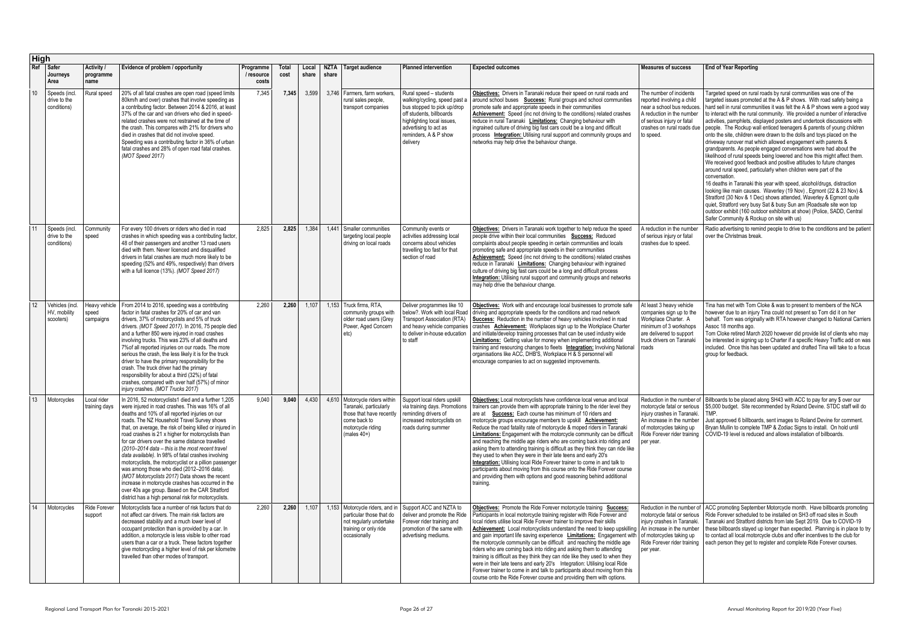## High

| Ref | Safer Journeys Area | Activity / programme name | Evidence of problem / opportunity | Programme / resource costs | Total cost | Local share | NZTA share | Target audience | Planned intervention | Expected outcomes | Measures of success | End of Year Reporting |
|---|---|---|---|---|---|---|---|---|---|---|---|---|
| 10 | Speeds (incl. drive to the conditions) | Rural speed | 20% of all fatal crashes are open road (speed limits 80km/h and over) crashes that involve speeding as a contributing factor. Between 2014 & 2016, at least 37% of the car and van drivers who died in speed-related crashes were not restrained at the time of the crash. This compares with 21% for drivers who died in crashes that did not involve speed. Speeding was a contributing factor in 36% of urban fatal crashes and 28% of open road fatal crashes. *(MOT Speed 2017)* | 7,345 | **7,345** | 3,599 | 3,746 | Farmers, farm workers, rural sales people, transport companies | Rural speed – students walking/cycling, speed past a bus stopped to pick up/drop off students, billboards highlighting local issues, advertising to act as reminders, A & P show delivery | **Objectives:** Drivers in Taranaki reduce their speed on rural roads and around school buses **Success:** Rural groups and school communities promote safe and appropriate speeds in their communities **Achievement:** Speed (inc not driving to the conditions) related crashes reduce in rural Taranaki **Limitations:** Changing behaviour with ingrained culture of driving big fast cars could be a long and difficult process **Integration:** Utilising rural support and community groups and networks may help drive the behaviour change. | The number of incidents reported involving a child near a school bus reduces. A reduction in the number of serious injury or fatal crashes on rural roads due to speed. | Targeted speed on rural roads by rural communities was one of the targeted issues promoted at the A & P shows. With road safety being a hard sell in rural communities it was felt the A & P shows were a good way to interact with the rural community. We provided a number of interactive activities, pamphlets, displayed posters and undertook discussions with people. The Rockup wall enticed teenagers & parents of young children onto the site, children were drawn to the dolls and toys placed on the driveway runover mat which allowed engagement with parents & grandparents. As people engaged conversations were had about the likelihood of rural speeds being lowered and how this might affect them. We received good feedback and positive attitudes to future changes around rural speed, particularly when children were part of the conversation. 16 deaths in Taranaki this year with speed, alcohol/drugs, distraction looking like main causes. Waverley (19 Nov) , Egmont (22 & 23 Nov) & Stratford (30 Nov & 1 Dec) shows attended, Waverley & Egmont quite quiet, Stratford very busy Sat & busy Sun am (Roadsafe site won top outdoor exhibit (160 outdoor exhibitors at show) (Police, SADD, Central Safer Community & Rockup on site with us) |
| 11 | Speeds (incl. drive to the conditions) | Community speed | For every 100 drivers or riders who died in road crashes in which speeding was a contributing factor, 48 of their passengers and another 13 road users died with them. Never licenced and disqualified drivers in fatal crashes are much more likely to be speeding (52% and 49%, respectively) than drivers with a full licence (13%). *(MOT Speed 2017)* | 2,825 | **2,825** | 1,384 | 1,441 | Smaller communities targeting local people driving on local roads | Community events or activities addressing local concerns about vehicles travelling too fast for that section of road | **Objectives:** Drivers in Taranaki work together to help reduce the speed people drive within their local communities **Success:** Reduced complaints about people speeding in certain communities and locals promoting safe and appropriate speeds in their communities **Achievement:** Speed (inc not driving to the conditions) related crashes reduce in Taranaki **Limitations:** Changing behaviour with ingrained culture of driving big fast cars could be a long and difficult process **Integration:** Utilising rural support and community groups and networks may help drive the behaviour change. | A reduction in the number of serious injury or fatal crashes due to speed. | Radio advertising to remind people to drive to the conditions and be patient over the Christmas break. |
| 12 | Vehicles (incl. HV, mobility scooters) | Heavy vehicle speed campaigns | From 2014 to 2016, speeding was a contributing factor in fatal crashes for 20% of car and van drivers, 37% of motorcyclists and 5% of truck drivers. *(MOT Speed 2017)*. In 2016, 75 people died and a further 850 were injured in road crashes involving trucks. This was 23% of all deaths and 7%of all reported injuries on our roads. The more serious the crash, the less likely it is for the truck driver to have the primary responsibility for the crash. The truck driver had the primary responsibility for about a third (32%) of fatal crashes, compared with over half (57%) of minor injury crashes. *(MOT Trucks 2017)* | 2,260 | **2,260** | 1,107 | 1,153 | Truck firms, RTA, community groups with older road users (Grey Power, Aged Concern etc) | Deliver programmes like 10 below?. Work with local Road Transport Association (RTA) and heavy vehicle companies to deliver in-house education to staff | **Objectives:** Work with and encourage local businesses to promote safe driving and appropriate speeds for the conditions and road network **Success:** Reduction in the number of heavy vehicles involved in road crashes **Achievement:** Workplaces sign up to the Workplace Charter and initiate/develop training processes that can be used industry wide **Limitations:** Getting value for money when implementing additional training and resourcing changes to fleets **Integration:** Involving National organisations like ACC, DHB'S, Workplace H & S personnel will encourage companies to act on suggested improvements. | At least 3 heavy vehicle companies sign up to the Workplace Charter. A minimum of 3 workshops are delivered to support truck drivers on Taranaki roads | Tina has met with Tom Cloke & was to present to members of the NCA however due to an injury Tina could not present so Tom did it on her behalf. Tom was originally with RTA however changed to National Carriers Assoc 18 months ago. Tom Cloke retired March 2020 however did provide list of clients who may be interested in signing up to Charter if a specific Heavy Traffic add on was included. Once this has been updated and drafted Tina will take to a focus group for feedback. |
| 13 | Motorcycles | Local rider training days | In 2016, 52 motorcyclists1 died and a further 1,205 were injured in road crashes. This was 16% of all deaths and 10% of all reported injuries on our roads. The NZ Household Travel Survey shows that, on average, the risk of being killed or injured in road crashes is 21 x higher for motorcyclists than for car drivers over the same distance travelled *(2010–2014 data – this is the most recent travel data available)*. In 98% of fatal crashes involving motorcyclists, the motorcyclist or a pillion passenger was among those who died (2012–2016 data). *(MOT Motorcyclists 2017)* Data shows the recent increase in motorcycle crashes has occurred in the over 40s age group. Based on the CAR Stratford district has a high personal risk for motorcyclists. | 9,040 | **9,040** | 4,430 | 4,610 | Motorcycle riders within Taranaki, particularly those that have recently come back to motorcycle riding (males 40+) | Support local riders upskill via training days. Promotions reminding drivers of increased motorcyclists on roads during summer | **Objectives:** Local motorcyclists have confidence local venue and local trainers can provide them with appropriate training to the rider level they are at **Success:** Each course has minimum of 10 riders and motorcycle groups encourage members to upskill **Achievement:** Reduce the road fatality rate of motorcycle & moped riders in Taranaki **Limitations:** Engagement with the motorcycle community can be difficult and reaching the middle age riders who are coming back into riding and asking them to attending training is difficult as they think they can ride like they used to when they were in their late teens and early 20's **Integration:** Utilising local Ride Forever trainer to come in and talk to participants about moving from this course onto the Ride Forever course and providing them with options and good reasoning behind additional training. | Reduction in the number of motorcycle fatal or serious injury crashes in Taranaki. An increase in the number of motorcycles taking up Ride Forever rider training per year. | Billboards to be placed along SH43 with ACC to pay for any $ over our $5,000 budget. Site recommended by Roland Devine. STDC staff will do TMP. Just approved 6 billboards, sent images to Roland Devine for comment. Bryan Mullin to complete TMP & Zodiac Signs to install. On hold until COVID-19 level is reduced and allows installation of billboards. |
| 14 | Motorcycles | Ride Forever support | Motorcyclists face a number of risk factors that do not affect car drivers. The main risk factors are decreased stability and a much lower level of occupant protection than is provided by a car. In addition, a motorcycle is less visible to other road users than a car or a truck. These factors together give motorcycling a higher level of risk per kilometre travelled than other modes of transport. | 2,260 | **2,260** | 1,107 | 1,153 | Motorcycle riders, and in particular those that do not regularly undertake training or only ride occasionally | Support ACC and NZTA to deliver and promote the Ride Forever rider training and promotion of the same with advertising mediums. | **Objectives:** Promote the Ride Forever motorcycle training **Success:** Participants in local motorcycle training register with Ride Forever and local riders utilise local Ride Forever trainer to improve their skills **Achievement:** Local motorcyclists understand the need to keep upskilling and gain important life saving experience **Limitations:** Engagement with the motorcycle community can be difficult and reaching the middle age riders who are coming back into riding and asking them to attending training is difficult as they think they can ride like they used to when they were in their late teens and early 20's Integration: Utilising local Ride Forever trainer to come in and talk to participants about moving from this course onto the Ride Forever course and providing them with options. | Reduction in the number of motorcycle fatal or serious injury crashes in Taranaki. An increase in the number of motorcycles taking up Ride Forever rider training per year. | ACC promoting September Motorcycle month. Have billboards promoting Ride Forever scheduled to be installed on SH3 off road sites in South Taranaki and Stratford districts from late Sept 2019. Due to COVID-19 these billboards stayed up longer than expected. Planning is in place to try to contact all local motorcycle clubs and offer incentives to the club for each person they get to register and complete Ride Forever courses. |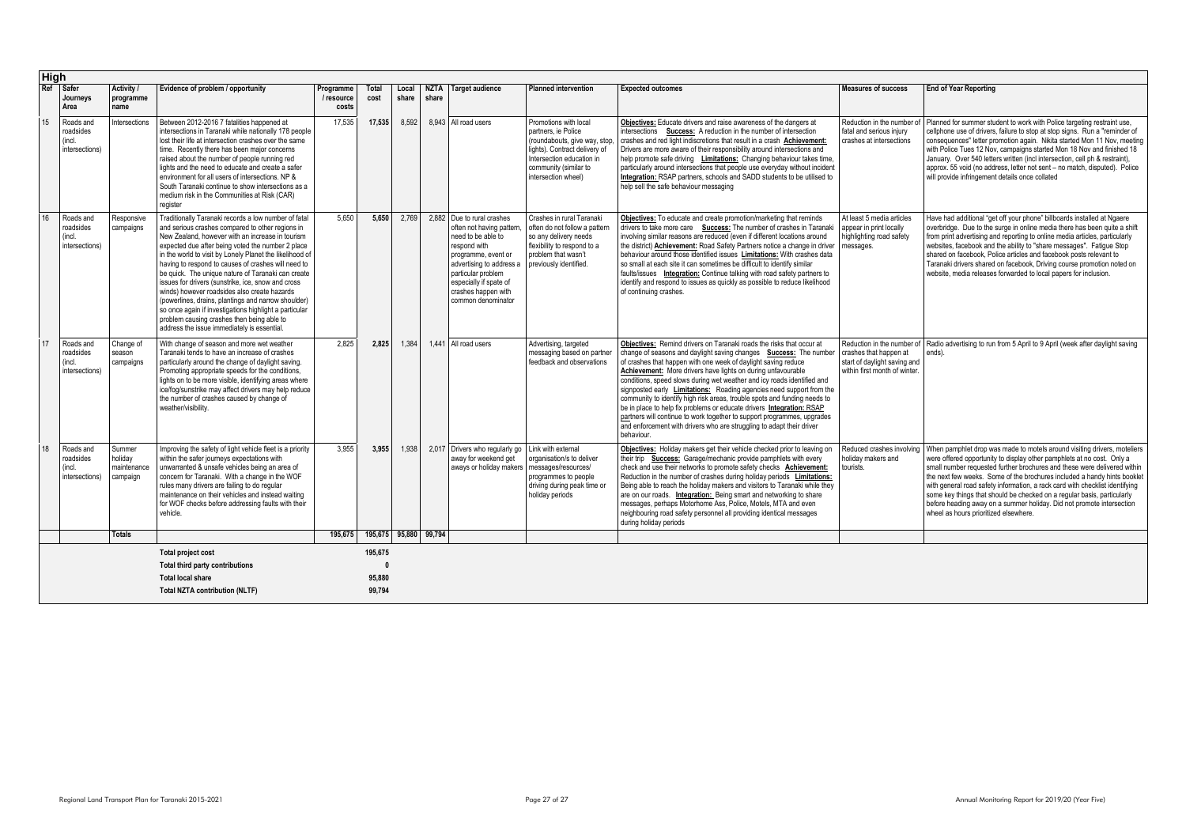## High

| Ref | Safer Journeys Area | Activity / programme name | Evidence of problem / opportunity | Programme / resource costs | Total cost | Local share | NZTA share | Target audience | Planned intervention | Expected outcomes | Measures of success | End of Year Reporting |
|---|---|---|---|---|---|---|---|---|---|---|---|---|
| 15 | Roads and roadsides (incl. intersections) | Intersections | Between 2012-2016 7 fatalities happened at intersections in Taranaki while nationally 178 people lost their life at intersection crashes over the same time. Recently there has been major concerns raised about the number of people running red lights and the need to educate and create a safer environment for all users of intersections. NP & South Taranaki continue to show intersections as a medium risk in the Communities at Risk (CAR) register | 17,535 | **17,535** | 8,592 | 8,943 | All road users | Promotions with local partners, ie Police (roundabouts, give way, stop, lights). Contract delivery of Intersection education in community (similar to intersection wheel) | **Objectives:** Educate drivers and raise awareness of the dangers at intersections **Success:** A reduction in the number of intersection crashes and red light indiscretions that result in a crash **Achievement:** Drivers are more aware of their responsibility around intersections and help promote safe driving **Limitations:** Changing behaviour takes time, particularly around intersections that people use everyday without incident **Integration:** RSAP partners, schools and SADD students to be utilised to help sell the safe behaviour messaging | Reduction in the number of fatal and serious injury crashes at intersections | Planned for summer student to work with Police targeting restraint use, cellphone use of drivers, failure to stop at stop signs. Run a "reminder of consequences" letter promotion again. Nikita started Mon 11 Nov, meeting with Police Tues 12 Nov, campaigns started Mon 18 Nov and finished 18 January. Over 540 letters written (incl intersection, cell ph & restraint), approx. 55 void (no address, letter not sent – no match, disputed). Police will provide infringement details once collated |
| 16 | Roads and roadsides (incl. intersections) | Responsive campaigns | Traditionally Taranaki records a low number of fatal and serious crashes compared to other regions in New Zealand, however with an increase in tourism expected due after being voted the number 2 place in the world to visit by Lonely Planet the likelihood of having to respond to causes of crashes will need to be quick. The unique nature of Taranaki can create issues for drivers (sunstrike, ice, snow and cross winds) however roadsides also create hazards (powerlines, drains, plantings and narrow shoulder) so once again if investigations highlight a particular problem causing crashes then being able to address the issue immediately is essential. | 5,650 | **5,650** | 2,769 | 2,882 | Due to rural crashes often not having pattern, need to be able to respond with programme, event or advertising to address a particular problem especially if spate of crashes happen with common denominator | Crashes in rural Taranaki often do not follow a pattern so any delivery needs flexibility to respond to a problem that wasn't previously identified. | **Objectives:** To educate and create promotion/marketing that reminds drivers to take more care **Success:** The number of crashes in Taranaki involving similar reasons are reduced (even if different locations around the district) **Achievement:** Road Safety Partners notice a change in driver behaviour around those identified issues **Limitations:** With crashes data so small at each site it can sometimes be difficult to identify similar faults/issues **Integration:** Continue talking with road safety partners to identify and respond to issues as quickly as possible to reduce likelihood of continuing crashes. | At least 5 media articles appear in print locally highlighting road safety messages. | Have had additional "get off your phone" billboards installed at Ngaere overbridge. Due to the surge in online media there has been quite a shift from print advertising and reporting to online media articles, particularly websites, facebook and the ability to "share messages". Fatigue Stop shared on facebook, Police articles and facebook posts relevant to Taranaki drivers shared on facebook, Driving course promotion noted on website, media releases forwarded to local papers for inclusion. |
| 17 | Roads and roadsides (incl. intersections) | Change of season campaigns | With change of season and more wet weather Taranaki tends to have an increase of crashes particularly around the change of daylight saving. Promoting appropriate speeds for the conditions, lights on to be more visible, identifying areas where ice/fog/sunstrike may affect drivers may help reduce the number of crashes caused by change of weather/visibility. | 2,825 | **2,825** | 1,384 | 1,441 | All road users | Advertising, targeted messaging based on partner feedback and observations | **Objectives:** Remind drivers on Taranaki roads the risks that occur at change of seasons and daylight saving changes **Success:** The number of crashes that happen with one week of daylight saving reduce **Achievement:** More drivers have lights on during unfavourable conditions, speed slows during wet weather and icy roads identified and signposted early **Limitations:** Roading agencies need support from the community to identify high risk areas, trouble spots and funding needs to be in place to help fix problems or educate drivers **Integration:** RSAP partners will continue to work together to support programmes, upgrades and enforcement with drivers who are struggling to adapt their driver behaviour. | Reduction in the number of crashes that happen at start of daylight saving and within first month of winter. | Radio advertising to run from 5 April to 9 April (week after daylight saving ends). |
| 18 | Roads and roadsides (incl. intersections) | Summer holiday maintenance campaign | Improving the safety of light vehicle fleet is a priority within the safer journeys expectations with unwarranted & unsafe vehicles being an area of concern for Taranaki. With a change in the WOF rules many drivers are failing to do regular maintenance on their vehicles and instead waiting for WOF checks before addressing faults with their vehicle. | 3,955 | **3,955** | 1,938 | 2,017 | Drivers who regularly go away for weekend get aways or holiday makers | Link with external organisation/s to deliver messages/resources/ programmes to people driving during peak time or holiday periods | **Objectives:** Holiday makers get their vehicle checked prior to leaving on their trip **Success:** Garage/mechanic provide pamphlets with every check and use their networks to promote safety checks **Achievement:** Reduction in the number of crashes during holiday periods **Limitations:** Being able to reach the holiday makers and visitors to Taranaki while they are on our roads. **Integration:** Being smart and networking to share messages, perhaps Motorhome Ass, Police, Motels, MTA and even neighbouring road safety personnel all providing identical messages during holiday periods | Reduced crashes involving holiday makers and tourists. | When pamphlet drop was made to motels around visiting drivers, moteliers were offered opportunity to display other pamphlets at no cost. Only a small number requested further brochures and these were delivered within the next few weeks. Some of the brochures included a handy hints booklet with general road safety information, a rack card with checklist identifying some key things that should be checked on a regular basis, particularly before heading away on a summer holiday. Did not promote intersection wheel as hours prioritized elsewhere. |
| | | **Totals** | | 195,675 | **195,675** | **95,880** | **99,794** | | | | | |

| | |
|---|---|
| **Total project cost** | **195,675** |
| **Total third party contributions** | **0** |
| **Total local share** | **95,880** |
| **Total NZTA contribution (NLTF)** | **99,794** |